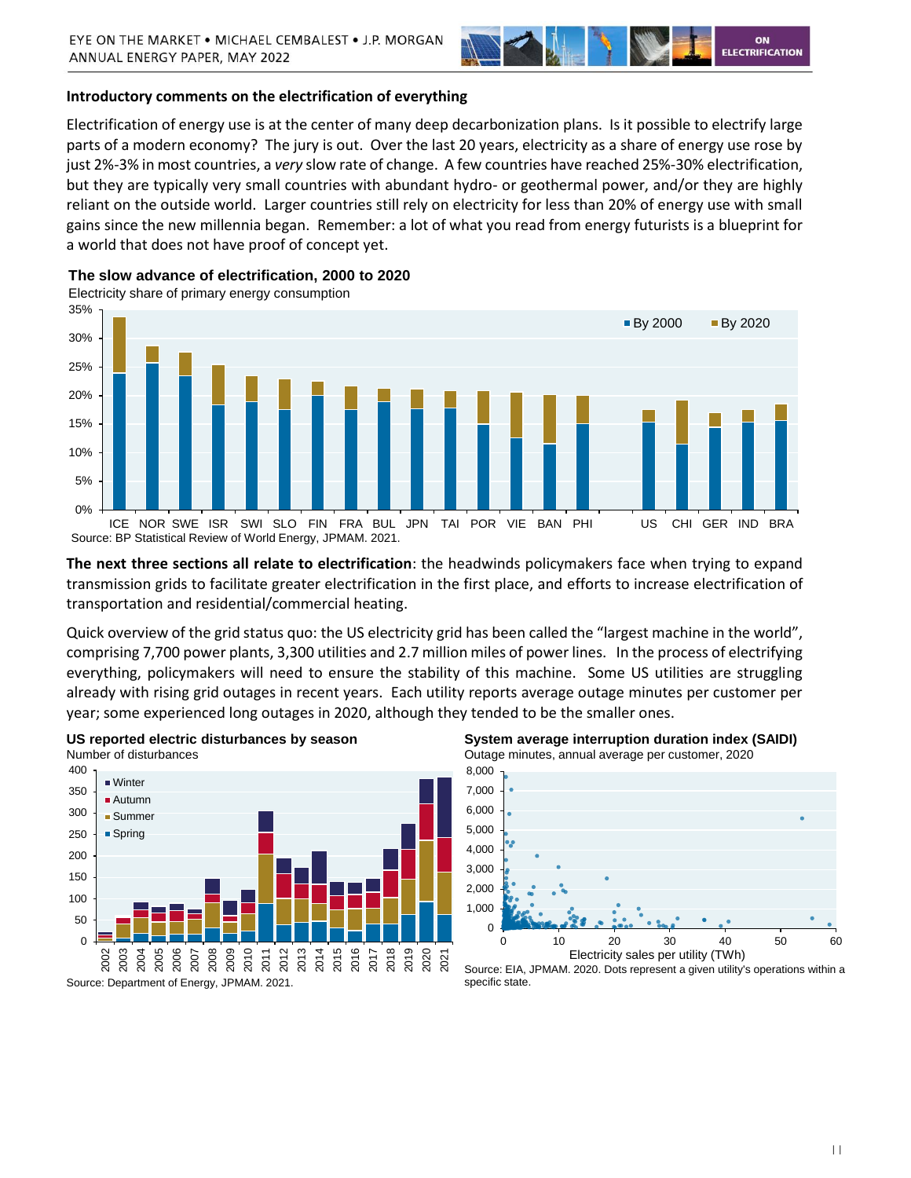## Introductory comments on the electrification of everything

Electrification of energy use is at the center of many deep decarbonization plans. Is it possible to electrify large parts of a modern economy? The jury is out. Over the last 20 years, electricity as a share of energy use rose by just 2%-3% in most countries, a *very* slow rate of change. A few countries have reached 25%-30% electrification, but they are typically very small countries with abundant hydro- or geothermal power, and/or they are highly reliant on the outside world. Larger countries still rely on electricity for less than 20% of energy use with small gains since the new millennia began. Remember: a lot of what you read from energy futurists is a blueprint for a world that does not have proof of concept yet.

**The slow advance of electrification, 2000 to 2020**

Electricity share of primary energy consumption

Source: BP Statistical Review of World Energy, JPMAM. 2021.

**The next three sections all relate to electrification**: the headwinds policymakers face when trying to expand transmission grids to facilitate greater electrification in the first place, and efforts to increase electrification of transportation and residential/commercial heating.

Quick overview of the grid status quo: the US electricity grid has been called the "largest machine in the world", comprising 7,700 power plants, 3,300 utilities and 2.7 million miles of power lines. In the process of electrifying everything, policymakers will need to ensure the stability of this machine. Some US utilities are struggling already with rising grid outages in recent years. Each utility reports average outage minutes per customer per year; some experienced long outages in 2020, although they tended to be the smaller ones.

**US reported electric disturbances by season**

Number of disturbances

Source: Department of Energy, JPMAM. 2021.

**System average interruption duration index (SAIDI)**

Outage minutes, annual average per customer, 2020

Source: EIA, JPMAM. 2020. Dots represent a given utility's operations within a specific state.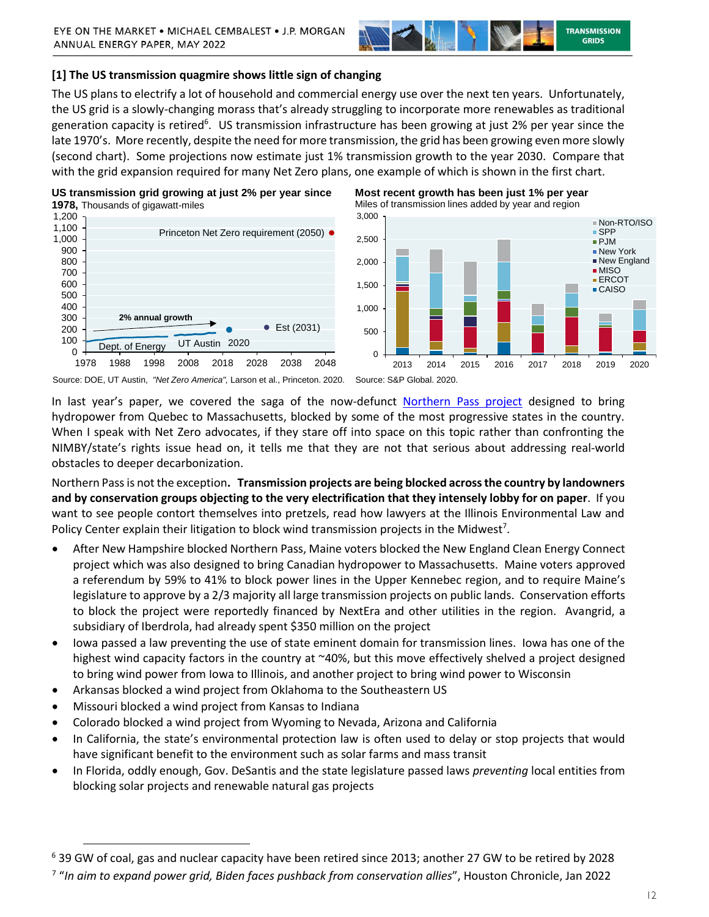## [1] The US transmission quagmire shows little sign of changing

The US plans to electrify a lot of household and commercial energy use over the next ten years. Unfortunately, the US grid is a slowly-changing morass that's already struggling to incorporate more renewables as traditional generation capacity is retired[6]. US transmission infrastructure has been growing at just 2% per year since the late 1970's. More recently, despite the need for more transmission, the grid has been growing even more slowly (second chart). Some projections now estimate just 1% transmission growth to the year 2030. Compare that with the grid expansion required for many Net Zero plans, one example of which is shown in the first chart.

**US transmission grid growing at just 2% per year since 1978,** Thousands of gigawatt-miles

Source: DOE, UT Austin, *"Net Zero America"*, Larson et al., Princeton. 2020.

**Most recent growth has been just 1% per year**
Miles of transmission lines added by year and region

Source: S&P Global. 2020.

In last year's paper, we covered the saga of the now-defunct Northern Pass project designed to bring hydropower from Quebec to Massachusetts, blocked by some of the most progressive states in the country. When I speak with Net Zero advocates, if they stare off into space on this topic rather than confronting the NIMBY/state's rights issue head on, it tells me that they are not that serious about addressing real-world obstacles to deeper decarbonization.

Northern Pass is not the exception**. Transmission projects are being blocked across the country by landowners and by conservation groups objecting to the very electrification that they intensely lobby for on paper**. If you want to see people contort themselves into pretzels, read how lawyers at the Illinois Environmental Law and Policy Center explain their litigation to block wind transmission projects in the Midwest[7].

- After New Hampshire blocked Northern Pass, Maine voters blocked the New England Clean Energy Connect project which was also designed to bring Canadian hydropower to Massachusetts. Maine voters approved a referendum by 59% to 41% to block power lines in the Upper Kennebec region, and to require Maine's legislature to approve by a 2/3 majority all large transmission projects on public lands. Conservation efforts to block the project were reportedly financed by NextEra and other utilities in the region. Avangrid, a subsidiary of Iberdrola, had already spent $350 million on the project
- Iowa passed a law preventing the use of state eminent domain for transmission lines. Iowa has one of the highest wind capacity factors in the country at ~40%, but this move effectively shelved a project designed to bring wind power from Iowa to Illinois, and another project to bring wind power to Wisconsin
- Arkansas blocked a wind project from Oklahoma to the Southeastern US
- Missouri blocked a wind project from Kansas to Indiana
- Colorado blocked a wind project from Wyoming to Nevada, Arizona and California
- In California, the state's environmental protection law is often used to delay or stop projects that would have significant benefit to the environment such as solar farms and mass transit
- In Florida, oddly enough, Gov. DeSantis and the state legislature passed laws *preventing* local entities from blocking solar projects and renewable natural gas projects

---

[6] 39 GW of coal, gas and nuclear capacity have been retired since 2013; another 27 GW to be retired by 2028

[7] "*In aim to expand power grid, Biden faces pushback from conservation allies*", Houston Chronicle, Jan 2022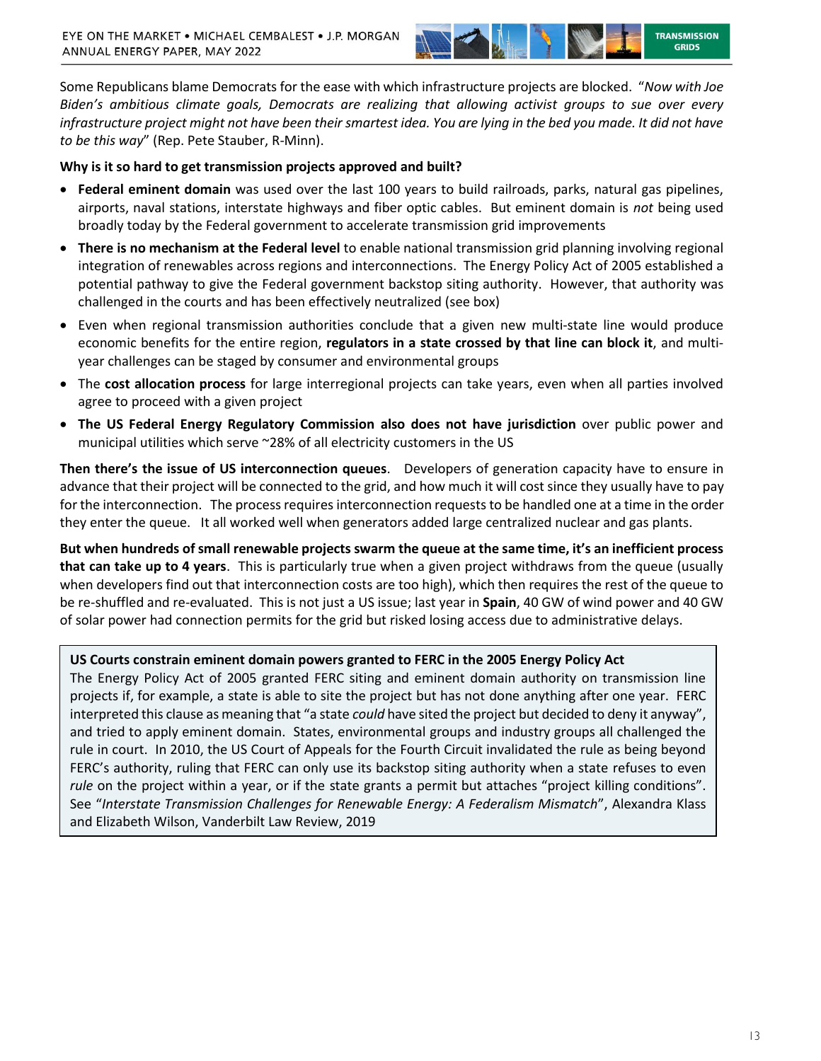Some Republicans blame Democrats for the ease with which infrastructure projects are blocked. "*Now with Joe Biden's ambitious climate goals, Democrats are realizing that allowing activist groups to sue over every infrastructure project might not have been their smartest idea. You are lying in the bed you made. It did not have to be this way*" (Rep. Pete Stauber, R-Minn).

**Why is it so hard to get transmission projects approved and built?**

- **Federal eminent domain** was used over the last 100 years to build railroads, parks, natural gas pipelines, airports, naval stations, interstate highways and fiber optic cables. But eminent domain is *not* being used broadly today by the Federal government to accelerate transmission grid improvements
- **There is no mechanism at the Federal level** to enable national transmission grid planning involving regional integration of renewables across regions and interconnections. The Energy Policy Act of 2005 established a potential pathway to give the Federal government backstop siting authority. However, that authority was challenged in the courts and has been effectively neutralized (see box)
- Even when regional transmission authorities conclude that a given new multi-state line would produce economic benefits for the entire region, **regulators in a state crossed by that line can block it**, and multi-year challenges can be staged by consumer and environmental groups
- The **cost allocation process** for large interregional projects can take years, even when all parties involved agree to proceed with a given project
- **The US Federal Energy Regulatory Commission also does not have jurisdiction** over public power and municipal utilities which serve ~28% of all electricity customers in the US

**Then there's the issue of US interconnection queues**. Developers of generation capacity have to ensure in advance that their project will be connected to the grid, and how much it will cost since they usually have to pay for the interconnection. The process requires interconnection requests to be handled one at a time in the order they enter the queue. It all worked well when generators added large centralized nuclear and gas plants.

**But when hundreds of small renewable projects swarm the queue at the same time, it's an inefficient process that can take up to 4 years**. This is particularly true when a given project withdraws from the queue (usually when developers find out that interconnection costs are too high), which then requires the rest of the queue to be re-shuffled and re-evaluated. This is not just a US issue; last year in **Spain**, 40 GW of wind power and 40 GW of solar power had connection permits for the grid but risked losing access due to administrative delays.

**US Courts constrain eminent domain powers granted to FERC in the 2005 Energy Policy Act**

The Energy Policy Act of 2005 granted FERC siting and eminent domain authority on transmission line projects if, for example, a state is able to site the project but has not done anything after one year. FERC interpreted this clause as meaning that "a state *could* have sited the project but decided to deny it anyway", and tried to apply eminent domain. States, environmental groups and industry groups all challenged the rule in court. In 2010, the US Court of Appeals for the Fourth Circuit invalidated the rule as being beyond FERC's authority, ruling that FERC can only use its backstop siting authority when a state refuses to even *rule* on the project within a year, or if the state grants a permit but attaches "project killing conditions". See "*Interstate Transmission Challenges for Renewable Energy: A Federalism Mismatch*", Alexandra Klass and Elizabeth Wilson, Vanderbilt Law Review, 2019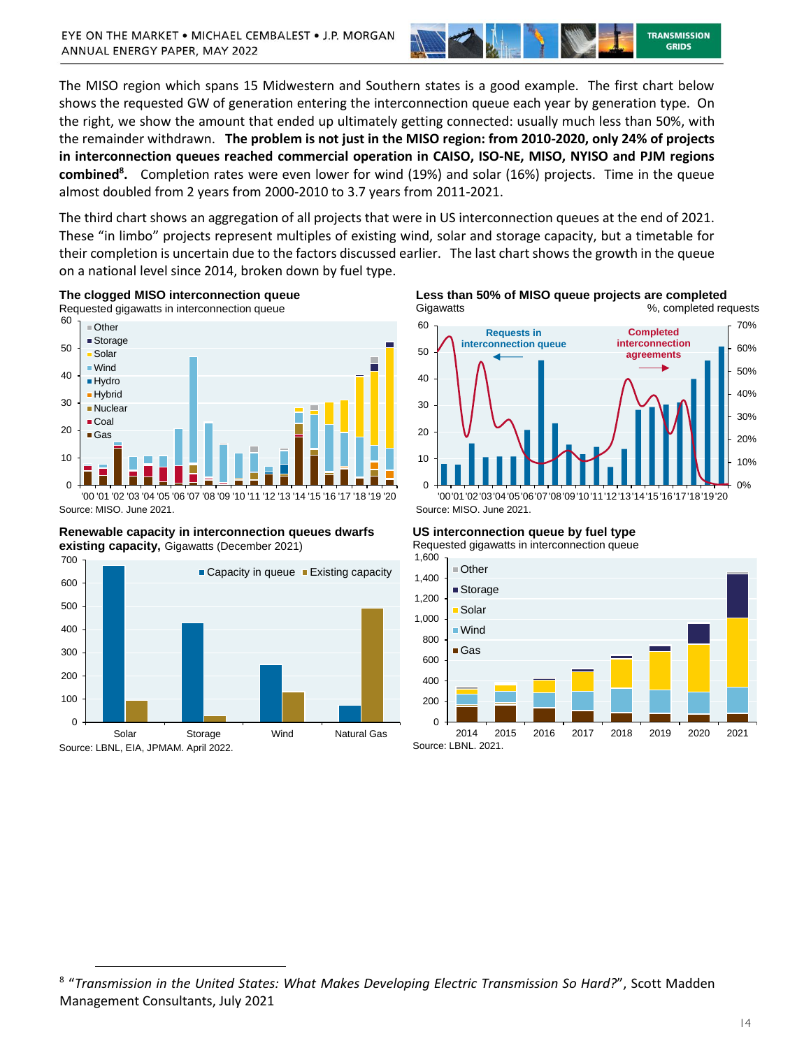The MISO region which spans 15 Midwestern and Southern states is a good example. The first chart below shows the requested GW of generation entering the interconnection queue each year by generation type. On the right, we show the amount that ended up ultimately getting connected: usually much less than 50%, with the remainder withdrawn. **The problem is not just in the MISO region: from 2010-2020, only 24% of projects in interconnection queues reached commercial operation in CAISO, ISO-NE, MISO, NYISO and PJM regions combined[8].** Completion rates were even lower for wind (19%) and solar (16%) projects. Time in the queue almost doubled from 2 years from 2000-2010 to 3.7 years from 2011-2021.

The third chart shows an aggregation of all projects that were in US interconnection queues at the end of 2021. These "in limbo" projects represent multiples of existing wind, solar and storage capacity, but a timetable for their completion is uncertain due to the factors discussed earlier. The last chart shows the growth in the queue on a national level since 2014, broken down by fuel type.

**The clogged MISO interconnection queue**
Requested gigawatts in interconnection queue

Source: MISO. June 2021.

**Less than 50% of MISO queue projects are completed**
Gigawatts; %, completed requests

Source: MISO. June 2021.

**Renewable capacity in interconnection queues dwarfs existing capacity,** Gigawatts (December 2021)

Source: LBNL, EIA, JPMAM. April 2022.

**US interconnection queue by fuel type**
Requested gigawatts in interconnection queue

Source: LBNL. 2021.

---

[8] "*Transmission in the United States: What Makes Developing Electric Transmission So Hard?*", Scott Madden Management Consultants, July 2021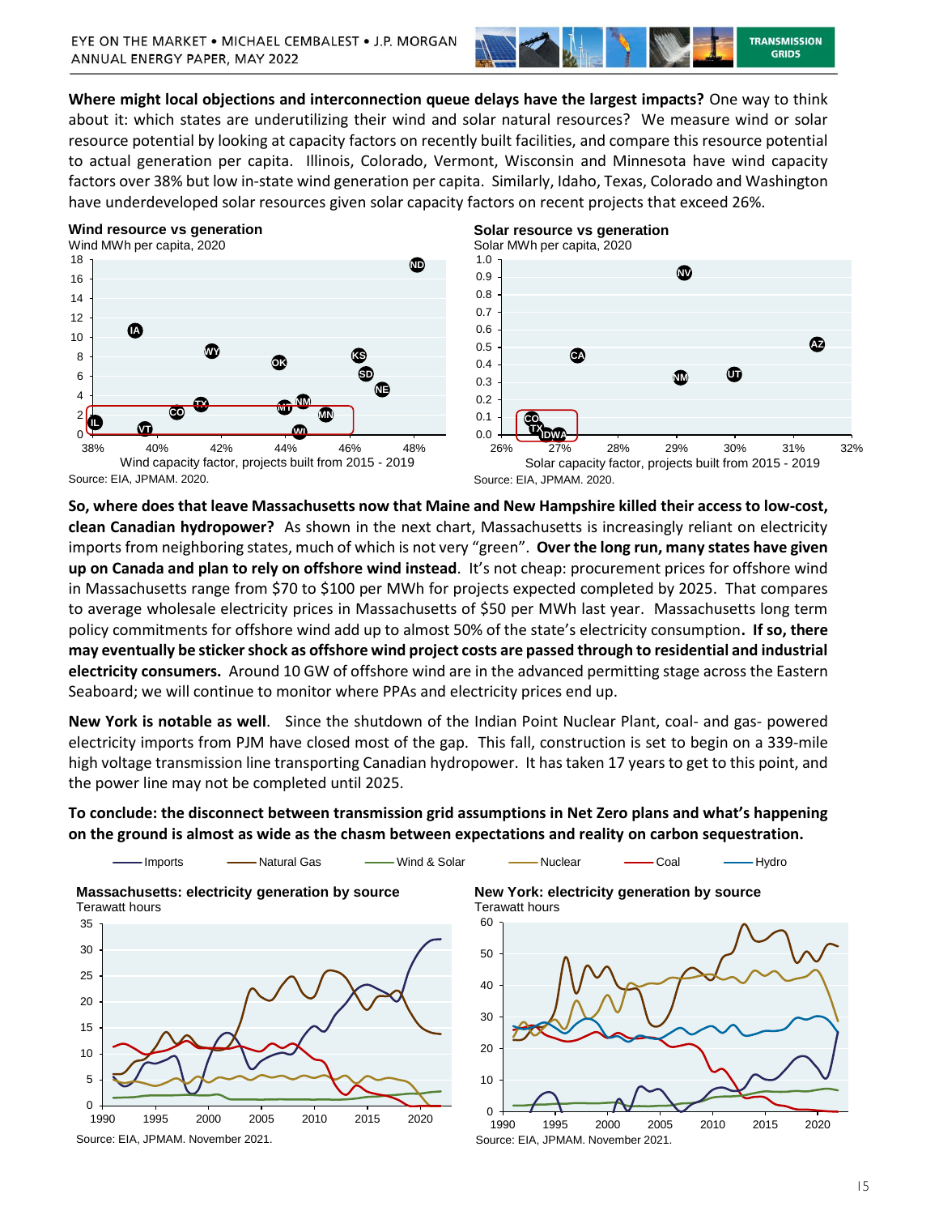**Where might local objections and interconnection queue delays have the largest impacts?** One way to think about it: which states are underutilizing their wind and solar natural resources? We measure wind or solar resource potential by looking at capacity factors on recently built facilities, and compare this resource potential to actual generation per capita. Illinois, Colorado, Vermont, Wisconsin and Minnesota have wind capacity factors over 38% but low in-state wind generation per capita. Similarly, Idaho, Texas, Colorado and Washington have underdeveloped solar resources given solar capacity factors on recent projects that exceed 26%.

**Wind resource vs generation**

Wind MWh per capita, 2020

Source: EIA, JPMAM. 2020.

**Solar resource vs generation**

Solar MWh per capita, 2020

Source: EIA, JPMAM. 2020.

**So, where does that leave Massachusetts now that Maine and New Hampshire killed their access to low-cost, clean Canadian hydropower?** As shown in the next chart, Massachusetts is increasingly reliant on electricity imports from neighboring states, much of which is not very "green". **Over the long run, many states have given up on Canada and plan to rely on offshore wind instead**. It's not cheap: procurement prices for offshore wind in Massachusetts range from $70 to $100 per MWh for projects expected completed by 2025. That compares to average wholesale electricity prices in Massachusetts of $50 per MWh last year. Massachusetts long term policy commitments for offshore wind add up to almost 50% of the state's electricity consumption**. If so, there may eventually be sticker shock as offshore wind project costs are passed through to residential and industrial electricity consumers.** Around 10 GW of offshore wind are in the advanced permitting stage across the Eastern Seaboard; we will continue to monitor where PPAs and electricity prices end up.

**New York is notable as well**. Since the shutdown of the Indian Point Nuclear Plant, coal- and gas- powered electricity imports from PJM have closed most of the gap. This fall, construction is set to begin on a 339-mile high voltage transmission line transporting Canadian hydropower. It has taken 17 years to get to this point, and the power line may not be completed until 2025.

**To conclude: the disconnect between transmission grid assumptions in Net Zero plans and what's happening on the ground is almost as wide as the chasm between expectations and reality on carbon sequestration.**

**Massachusetts: electricity generation by source**

Terawatt hours

Source: EIA, JPMAM. November 2021.

**New York: electricity generation by source**

Terawatt hours

Source: EIA, JPMAM. November 2021.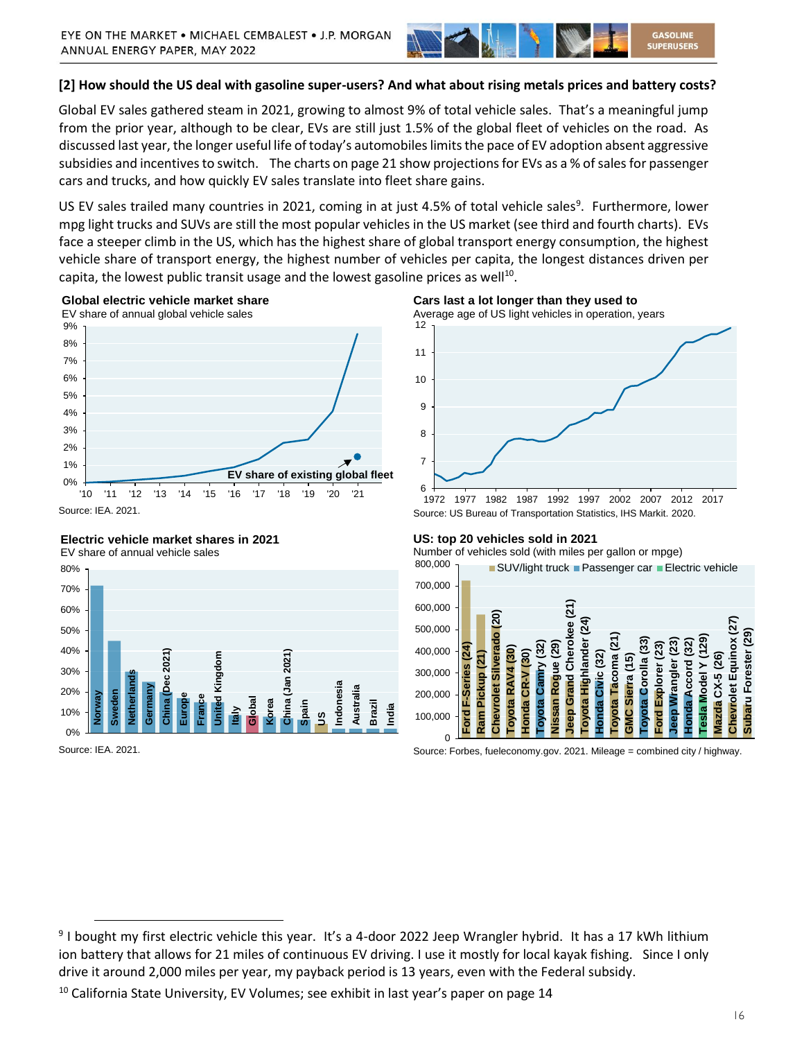## [2] How should the US deal with gasoline super-users? And what about rising metals prices and battery costs?

Global EV sales gathered steam in 2021, growing to almost 9% of total vehicle sales. That's a meaningful jump from the prior year, although to be clear, EVs are still just 1.5% of the global fleet of vehicles on the road. As discussed last year, the longer useful life of today's automobiles limits the pace of EV adoption absent aggressive subsidies and incentives to switch. The charts on page 21 show projections for EVs as a % of sales for passenger cars and trucks, and how quickly EV sales translate into fleet share gains.

US EV sales trailed many countries in 2021, coming in at just 4.5% of total vehicle sales[9]. Furthermore, lower mpg light trucks and SUVs are still the most popular vehicles in the US market (see third and fourth charts). EVs face a steeper climb in the US, which has the highest share of global transport energy consumption, the highest vehicle share of transport energy, the highest number of vehicles per capita, the longest distances driven per capita, the lowest public transit usage and the lowest gasoline prices as well[10].

**Global electric vehicle market share**
EV share of annual global vehicle sales

Source: IEA. 2021.

**Cars last a lot longer than they used to**
Average age of US light vehicles in operation, years

Source: US Bureau of Transportation Statistics, IHS Markit. 2020.

**Electric vehicle market shares in 2021**
EV share of annual vehicle sales

Source: IEA. 2021.

**US: top 20 vehicles sold in 2021**
Number of vehicles sold (with miles per gallon or mpge)

Source: Forbes, fueleconomy.gov. 2021. Mileage = combined city / highway.

---

[9] I bought my first electric vehicle this year. It's a 4-door 2022 Jeep Wrangler hybrid. It has a 17 kWh lithium ion battery that allows for 21 miles of continuous EV driving. I use it mostly for local kayak fishing. Since I only drive it around 2,000 miles per year, my payback period is 13 years, even with the Federal subsidy.

[10] California State University, EV Volumes; see exhibit in last year's paper on page 14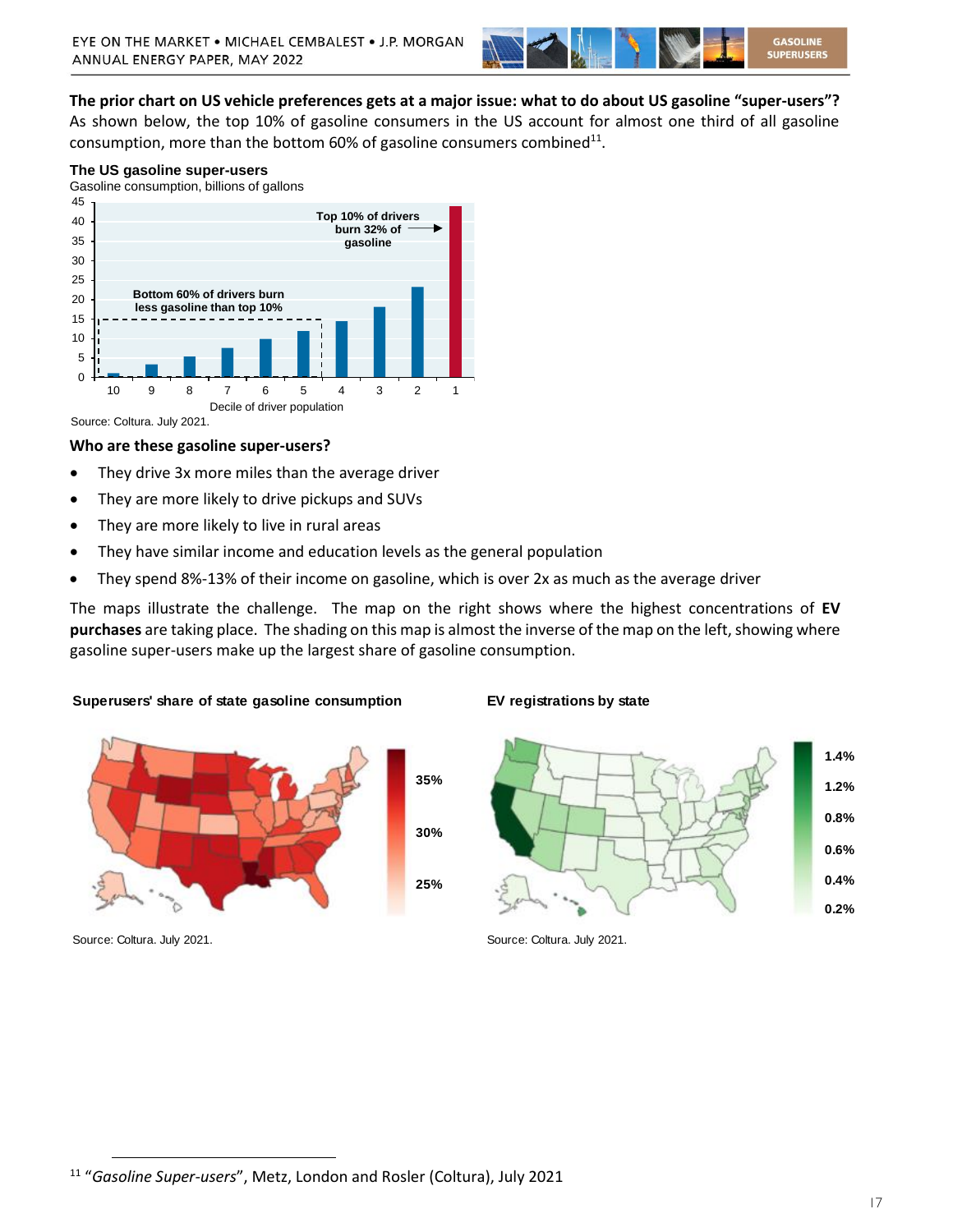**The prior chart on US vehicle preferences gets at a major issue: what to do about US gasoline "super-users"?** As shown below, the top 10% of gasoline consumers in the US account for almost one third of all gasoline consumption, more than the bottom 60% of gasoline consumers combined[11].

**The US gasoline super-users**

Gasoline consumption, billions of gallons

Top 10% of drivers burn 32% of gasoline

Bottom 60% of drivers burn less gasoline than top 10%

Decile of driver population

Source: Coltura. July 2021.

### Who are these gasoline super-users?

- They drive 3x more miles than the average driver
- They are more likely to drive pickups and SUVs
- They are more likely to live in rural areas
- They have similar income and education levels as the general population
- They spend 8%-13% of their income on gasoline, which is over 2x as much as the average driver

The maps illustrate the challenge. The map on the right shows where the highest concentrations of **EV purchases** are taking place. The shading on this map is almost the inverse of the map on the left, showing where gasoline super-users make up the largest share of gasoline consumption.

**Superusers' share of state gasoline consumption**

Source: Coltura. July 2021.

**EV registrations by state**

Source: Coltura. July 2021.

[11] "*Gasoline Super-users*", Metz, London and Rosler (Coltura), July 2021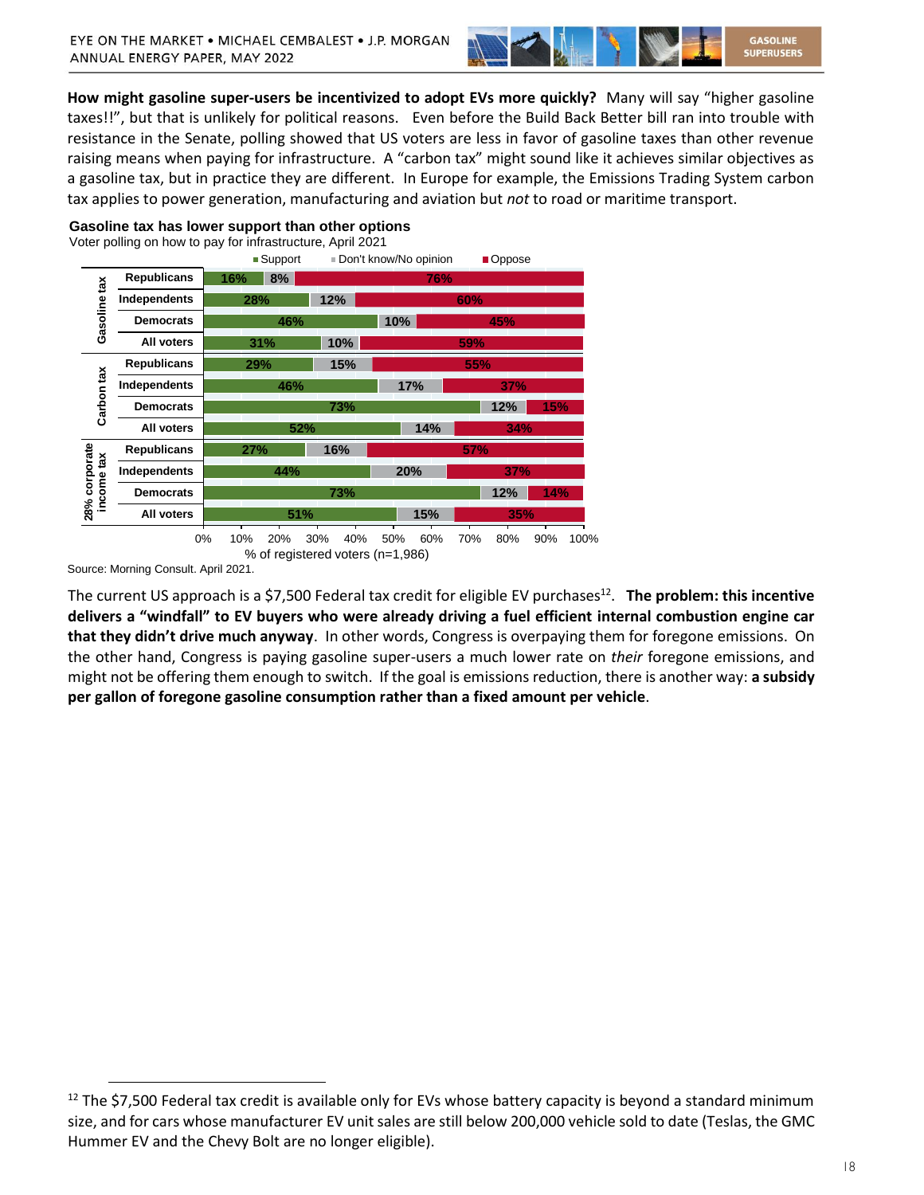**How might gasoline super-users be incentivized to adopt EVs more quickly?** Many will say "higher gasoline taxes!!", but that is unlikely for political reasons. Even before the Build Back Better bill ran into trouble with resistance in the Senate, polling showed that US voters are less in favor of gasoline taxes than other revenue raising means when paying for infrastructure. A "carbon tax" might sound like it achieves similar objectives as a gasoline tax, but in practice they are different. In Europe for example, the Emissions Trading System carbon tax applies to power generation, manufacturing and aviation but *not* to road or maritime transport.

**Gasoline tax has lower support than other options**

Voter polling on how to pay for infrastructure, April 2021

| Tax | Group | Support | Don't know/No opinion | Oppose |
|---|---|---|---|---|
| Gasoline tax | Republicans | 16% | 8% | 76% |
| | Independents | 28% | 12% | 60% |
| | Democrats | 46% | 10% | 45% |
| | All voters | 31% | 10% | 59% |
| Carbon tax | Republicans | 29% | 15% | 55% |
| | Independents | 46% | 17% | 37% |
| | Democrats | 73% | 12% | 15% |
| | All voters | 52% | 14% | 34% |
| 28% corporate income tax | Republicans | 27% | 16% | 57% |
| | Independents | 44% | 20% | 37% |
| | Democrats | 73% | 12% | 14% |
| | All voters | 51% | 15% | 35% |

% of registered voters (n=1,986)

Source: Morning Consult. April 2021.

The current US approach is a $7,500 Federal tax credit for eligible EV purchases[12]. **The problem: this incentive delivers a "windfall" to EV buyers who were already driving a fuel efficient internal combustion engine car that they didn't drive much anyway**. In other words, Congress is overpaying them for foregone emissions. On the other hand, Congress is paying gasoline super-users a much lower rate on *their* foregone emissions, and might not be offering them enough to switch. If the goal is emissions reduction, there is another way: **a subsidy per gallon of foregone gasoline consumption rather than a fixed amount per vehicle**.

[12] The $7,500 Federal tax credit is available only for EVs whose battery capacity is beyond a standard minimum size, and for cars whose manufacturer EV unit sales are still below 200,000 vehicle sold to date (Teslas, the GMC Hummer EV and the Chevy Bolt are no longer eligible).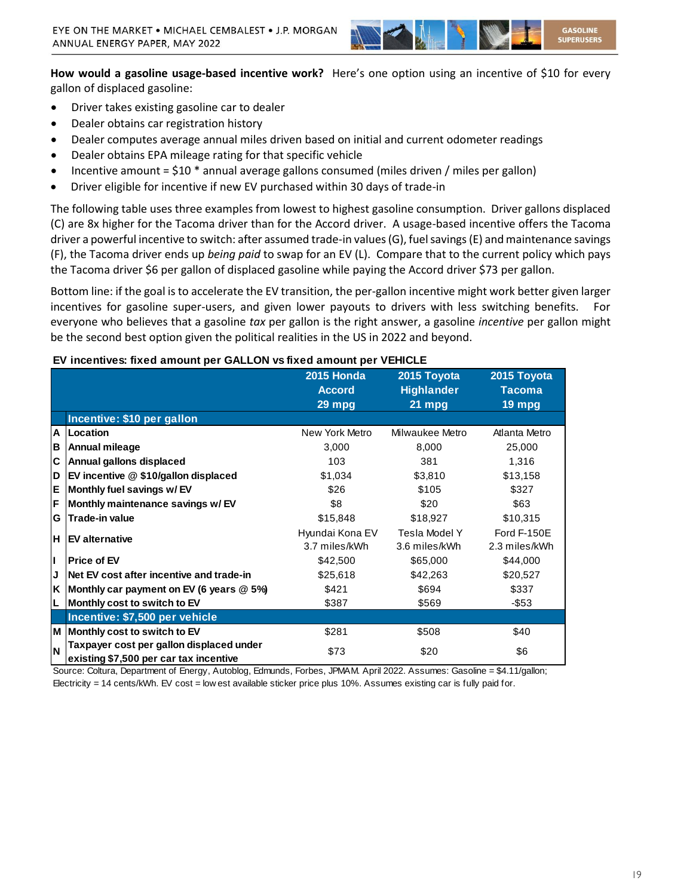**How would a gasoline usage-based incentive work?** Here's one option using an incentive of $10 for every gallon of displaced gasoline:

- Driver takes existing gasoline car to dealer
- Dealer obtains car registration history
- Dealer computes average annual miles driven based on initial and current odometer readings
- Dealer obtains EPA mileage rating for that specific vehicle
- Incentive amount = $10 * annual average gallons consumed (miles driven / miles per gallon)
- Driver eligible for incentive if new EV purchased within 30 days of trade-in

The following table uses three examples from lowest to highest gasoline consumption. Driver gallons displaced (C) are 8x higher for the Tacoma driver than for the Accord driver. A usage-based incentive offers the Tacoma driver a powerful incentive to switch: after assumed trade-in values (G), fuel savings (E) and maintenance savings (F), the Tacoma driver ends up *being paid* to swap for an EV (L). Compare that to the current policy which pays the Tacoma driver $6 per gallon of displaced gasoline while paying the Accord driver $73 per gallon.

Bottom line: if the goal is to accelerate the EV transition, the per-gallon incentive might work better given larger incentives for gasoline super-users, and given lower payouts to drivers with less switching benefits. For everyone who believes that a gasoline *tax* per gallon is the right answer, a gasoline *incentive* per gallon might be the second best option given the political realities in the US in 2022 and beyond.

**EV incentives: fixed amount per GALLON vs fixed amount per VEHICLE**

| | | 2015 Honda Accord 29 mpg | 2015 Toyota Highlander 21 mpg | 2015 Toyota Tacoma 19 mpg |
|---|---|---|---|---|
| | **Incentive: $10 per gallon** | | | |
| A | **Location** | New York Metro | Milwaukee Metro | Atlanta Metro |
| B | **Annual mileage** | 3,000 | 8,000 | 25,000 |
| C | **Annual gallons displaced** | 103 | 381 | 1,316 |
| D | **EV incentive @ $10/gallon displaced** | $1,034 | $3,810 | $13,158 |
| E | **Monthly fuel savings w/ EV** | $26 | $105 | $327 |
| F | **Monthly maintenance savings w/ EV** | $8 | $20 | $63 |
| G | **Trade-in value** | $15,848 | $18,927 | $10,315 |
| H | **EV alternative** | Hyundai Kona EV 3.7 miles/kWh | Tesla Model Y 3.6 miles/kWh | Ford F-150E 2.3 miles/kWh |
| I | **Price of EV** | $42,500 | $65,000 | $44,000 |
| J | **Net EV cost after incentive and trade-in** | $25,618 | $42,263 | $20,527 |
| K | **Monthly car payment on EV (6 years @ 5%)** | $421 | $694 | $337 |
| L | **Monthly cost to switch to EV** | $387 | $569 | -$53 |
| | **Incentive: $7,500 per vehicle** | | | |
| M | **Monthly cost to switch to EV** | $281 | $508 | $40 |
| N | **Taxpayer cost per gallon displaced under existing $7,500 per car tax incentive** | $73 | $20 | $6 |

Source: Coltura, Department of Energy, Autoblog, Edmunds, Forbes, JPMAM. April 2022. Assumes: Gasoline = $4.11/gallon; Electricity = 14 cents/kWh. EV cost = lowest available sticker price plus 10%. Assumes existing car is fully paid for.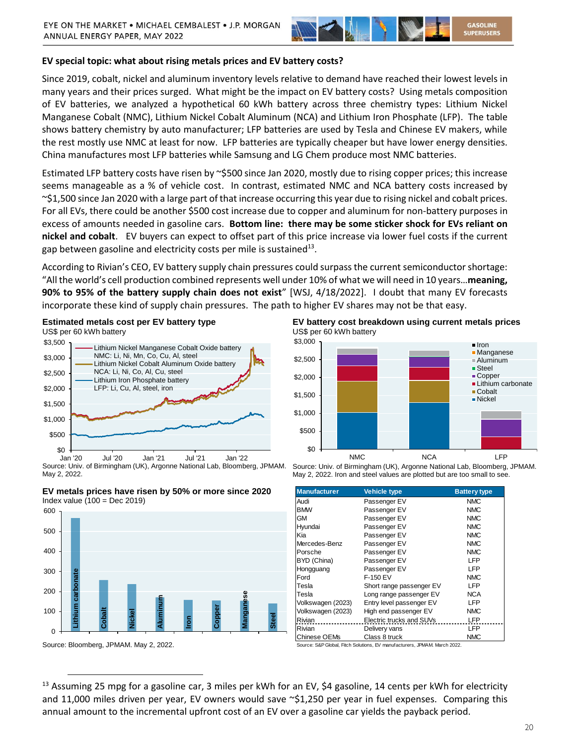## EV special topic: what about rising metals prices and EV battery costs?

Since 2019, cobalt, nickel and aluminum inventory levels relative to demand have reached their lowest levels in many years and their prices surged. What might be the impact on EV battery costs? Using metals composition of EV batteries, we analyzed a hypothetical 60 kWh battery across three chemistry types: Lithium Nickel Manganese Cobalt (NMC), Lithium Nickel Cobalt Aluminum (NCA) and Lithium Iron Phosphate (LFP). The table shows battery chemistry by auto manufacturer; LFP batteries are used by Tesla and Chinese EV makers, while the rest mostly use NMC at least for now. LFP batteries are typically cheaper but have lower energy densities. China manufactures most LFP batteries while Samsung and LG Chem produce most NMC batteries.

Estimated LFP battery costs have risen by ~$500 since Jan 2020, mostly due to rising copper prices; this increase seems manageable as a % of vehicle cost. In contrast, estimated NMC and NCA battery costs increased by ~$1,500 since Jan 2020 with a large part of that increase occurring this year due to rising nickel and cobalt prices. For all EVs, there could be another $500 cost increase due to copper and aluminum for non-battery purposes in excess of amounts needed in gasoline cars. **Bottom line: there may be some sticker shock for EVs reliant on nickel and cobalt**. EV buyers can expect to offset part of this price increase via lower fuel costs if the current gap between gasoline and electricity costs per mile is sustained[13].

According to Rivian's CEO, EV battery supply chain pressures could surpass the current semiconductor shortage: "All the world's cell production combined represents well under 10% of what we will need in 10 years…**meaning, 90% to 95% of the battery supply chain does not exist**" [WSJ, 4/18/2022]. I doubt that many EV forecasts incorporate these kind of supply chain pressures. The path to higher EV shares may not be that easy.

**Estimated metals cost per EV battery type**
US$ per 60 kWh battery

Source: Univ. of Birmingham (UK), Argonne National Lab, Bloomberg, JPMAM. May 2, 2022.

**EV battery cost breakdown using current metals prices**
US$ per 60 kWh battery

Source: Univ. of Birmingham (UK), Argonne National Lab, Bloomberg, JPMAM. May 2, 2022. Iron and steel values are plotted but are too small to see.

**EV metals prices have risen by 50% or more since 2020**
Index value (100 = Dec 2019)

Source: Bloomberg, JPMAM. May 2, 2022.

| Manufacturer | Vehicle type | Battery type |
|---|---|---|
| Audi | Passenger EV | NMC |
| BMW | Passenger EV | NMC |
| GM | Passenger EV | NMC |
| Hyundai | Passenger EV | NMC |
| Kia | Passenger EV | NMC |
| Mercedes-Benz | Passenger EV | NMC |
| Porsche | Passenger EV | NMC |
| BYD (China) | Passenger EV | LFP |
| Hongguang | Passenger EV | LFP |
| Ford | F-150 EV | NMC |
| Tesla | Short range passenger EV | LFP |
| Tesla | Long range passenger EV | NCA |
| Volkswagen (2023) | Entry level passenger EV | LFP |
| Volkswagen (2023) | High end passenger EV | NMC |
| Rivian | Electric trucks and SUVs | LFP |
| Rivian | Delivery vans | LFP |
| Chinese OEMs | Class 8 truck | NMC |

Source: S&P Global, Fitch Solutions, EV manufacturers, JPMAM. March 2022.

[13] Assuming 25 mpg for a gasoline car, 3 miles per kWh for an EV, $4 gasoline, 14 cents per kWh for electricity and 11,000 miles driven per year, EV owners would save ~$1,250 per year in fuel expenses. Comparing this annual amount to the incremental upfront cost of an EV over a gasoline car yields the payback period.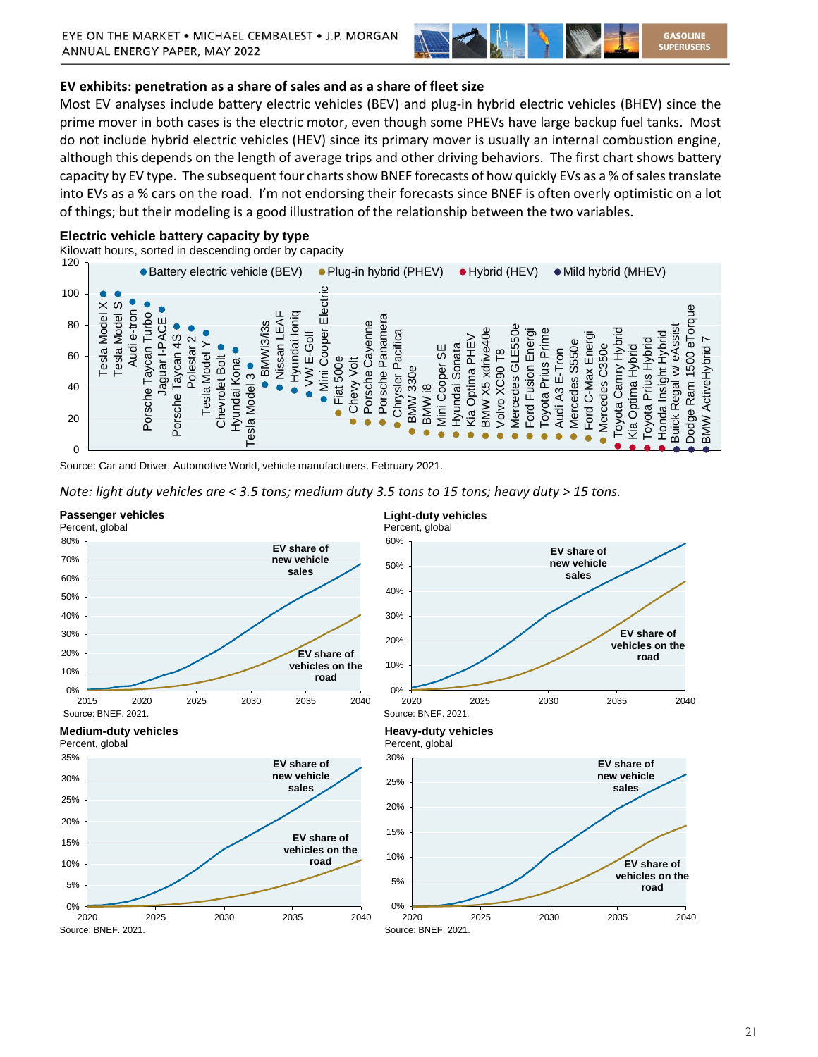## EV exhibits: penetration as a share of sales and as a share of fleet size

Most EV analyses include battery electric vehicles (BEV) and plug-in hybrid electric vehicles (BHEV) since the prime mover in both cases is the electric motor, even though some PHEVs have large backup fuel tanks. Most do not include hybrid electric vehicles (HEV) since its primary mover is usually an internal combustion engine, although this depends on the length of average trips and other driving behaviors. The first chart shows battery capacity by EV type. The subsequent four charts show BNEF forecasts of how quickly EVs as a % of sales translate into EVs as a % cars on the road. I'm not endorsing their forecasts since BNEF is often overly optimistic on a lot of things; but their modeling is a good illustration of the relationship between the two variables.

**Electric vehicle battery capacity by type**

Kilowatt hours, sorted in descending order by capacity

Source: Car and Driver, Automotive World, vehicle manufacturers. February 2021.

*Note: light duty vehicles are < 3.5 tons; medium duty 3.5 tons to 15 tons; heavy duty > 15 tons.*

**Passenger vehicles**

Percent, global

Source: BNEF. 2021.

**Light-duty vehicles**

Percent, global

Source: BNEF. 2021.

**Medium-duty vehicles**

Percent, global

Source: BNEF. 2021.

**Heavy-duty vehicles**

Percent, global

Source: BNEF. 2021.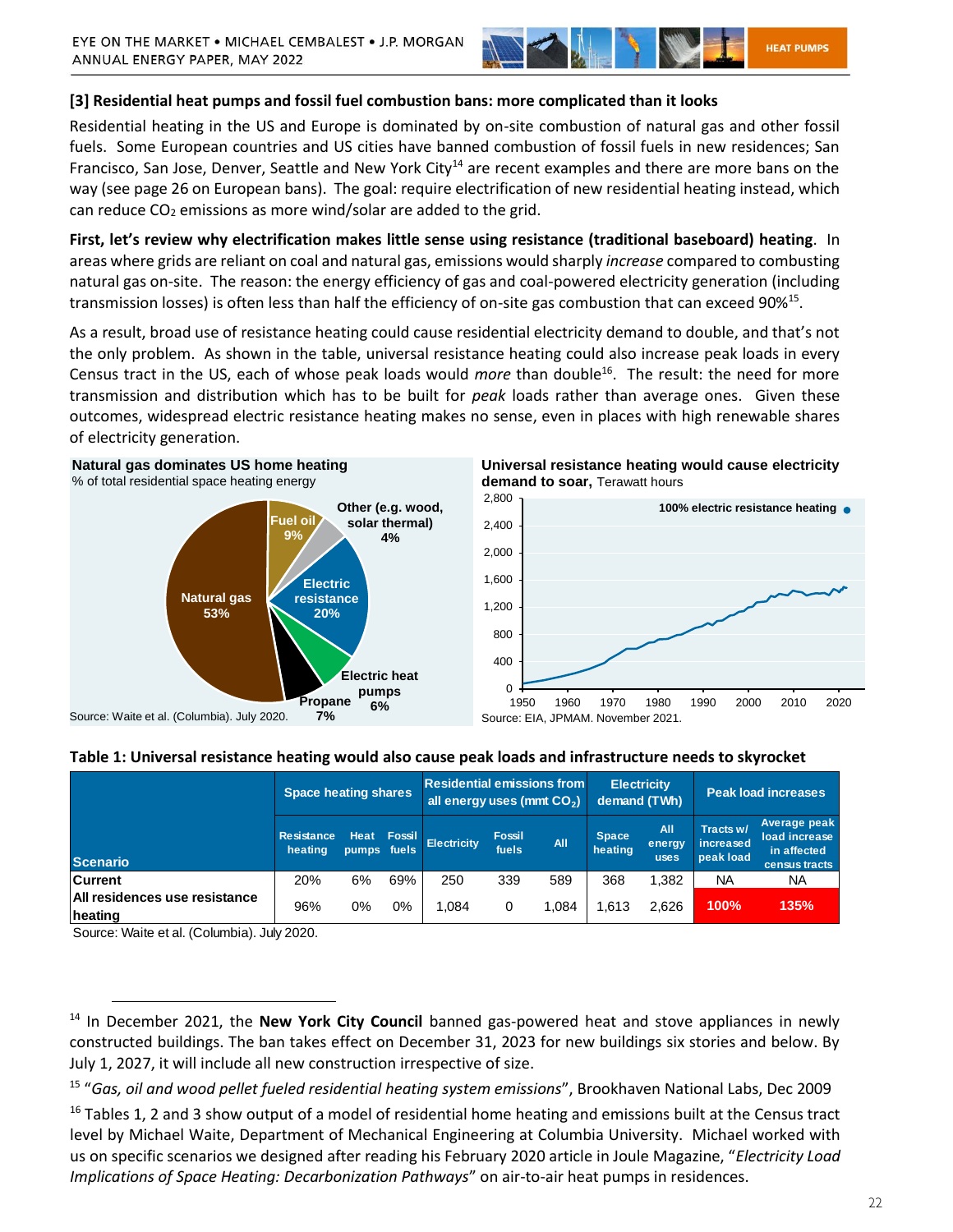### [3] Residential heat pumps and fossil fuel combustion bans: more complicated than it looks

Residential heating in the US and Europe is dominated by on-site combustion of natural gas and other fossil fuels. Some European countries and US cities have banned combustion of fossil fuels in new residences; San Francisco, San Jose, Denver, Seattle and New York City[14] are recent examples and there are more bans on the way (see page 26 on European bans). The goal: require electrification of new residential heating instead, which can reduce $CO_2$ emissions as more wind/solar are added to the grid.

**First, let's review why electrification makes little sense using resistance (traditional baseboard) heating**. In areas where grids are reliant on coal and natural gas, emissions would sharply *increase* compared to combusting natural gas on-site. The reason: the energy efficiency of gas and coal-powered electricity generation (including transmission losses) is often less than half the efficiency of on-site gas combustion that can exceed 90%[15].

As a result, broad use of resistance heating could cause residential electricity demand to double, and that's not the only problem. As shown in the table, universal resistance heating could also increase peak loads in every Census tract in the US, each of whose peak loads would *more* than double[16]. The result: the need for more transmission and distribution which has to be built for *peak* loads rather than average ones. Given these outcomes, widespread electric resistance heating makes no sense, even in places with high renewable shares of electricity generation.

**Natural gas dominates US home heating**
% of total residential space heating energy

| Source | Share |
|---|---|
| Natural gas | 53% |
| Fuel oil | 9% |
| Other (e.g. wood, solar thermal) | 4% |
| Electric resistance | 20% |
| Electric heat pumps | 6% |
| Propane | 7% |

Source: Waite et al. (Columbia). July 2020.

**Universal resistance heating would cause electricity demand to soar,** Terawatt hours

Source: EIA, JPMAM. November 2021.

**Table 1: Universal resistance heating would also cause peak loads and infrastructure needs to skyrocket**

| Scenario | Space heating shares | | | Residential emissions from all energy uses (mmt $CO_2$) | | | Electricity demand (TWh) | | Peak load increases | |
|---|---|---|---|---|---|---|---|---|---|---|
| | Resistance heating | Heat pumps | Fossil fuels | Electricity | Fossil fuels | All | Space heating | All energy uses | Tracts w/ increased peak load | Average peak load increase in affected census tracts |
| Current | 20% | 6% | 69% | 250 | 339 | 589 | 368 | 1,382 | NA | NA |
| All residences use resistance heating | 96% | 0% | 0% | 1,084 | 0 | 1,084 | 1,613 | 2,626 | 100% | 135% |

Source: Waite et al. (Columbia). July 2020.

[14] In December 2021, the **New York City Council** banned gas-powered heat and stove appliances in newly constructed buildings. The ban takes effect on December 31, 2023 for new buildings six stories and below. By July 1, 2027, it will include all new construction irrespective of size.

[15] "*Gas, oil and wood pellet fueled residential heating system emissions*", Brookhaven National Labs, Dec 2009

[16] Tables 1, 2 and 3 show output of a model of residential home heating and emissions built at the Census tract level by Michael Waite, Department of Mechanical Engineering at Columbia University. Michael worked with us on specific scenarios we designed after reading his February 2020 article in Joule Magazine, "*Electricity Load Implications of Space Heating: Decarbonization Pathways*" on air-to-air heat pumps in residences.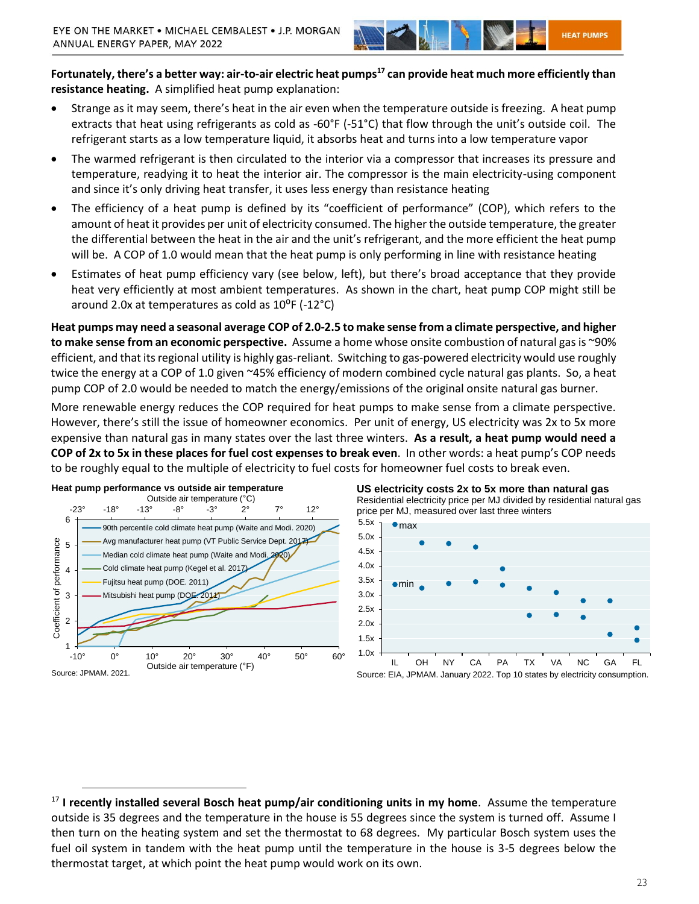**Fortunately, there's a better way: air-to-air electric heat pumps[17] can provide heat much more efficiently than resistance heating.** A simplified heat pump explanation:

- Strange as it may seem, there's heat in the air even when the temperature outside is freezing. A heat pump extracts that heat using refrigerants as cold as -60°F (-51°C) that flow through the unit's outside coil. The refrigerant starts as a low temperature liquid, it absorbs heat and turns into a low temperature vapor
- The warmed refrigerant is then circulated to the interior via a compressor that increases its pressure and temperature, readying it to heat the interior air. The compressor is the main electricity-using component and since it's only driving heat transfer, it uses less energy than resistance heating
- The efficiency of a heat pump is defined by its "coefficient of performance" (COP), which refers to the amount of heat it provides per unit of electricity consumed. The higher the outside temperature, the greater the differential between the heat in the air and the unit's refrigerant, and the more efficient the heat pump will be. A COP of 1.0 would mean that the heat pump is only performing in line with resistance heating
- Estimates of heat pump efficiency vary (see below, left), but there's broad acceptance that they provide heat very efficiently at most ambient temperatures. As shown in the chart, heat pump COP might still be around 2.0x at temperatures as cold as 10°F (-12°C)

**Heat pumps may need a seasonal average COP of 2.0-2.5 to make sense from a climate perspective, and higher to make sense from an economic perspective.** Assume a home whose onsite combustion of natural gas is ~90% efficient, and that its regional utility is highly gas-reliant. Switching to gas-powered electricity would use roughly twice the energy at a COP of 1.0 given ~45% efficiency of modern combined cycle natural gas plants. So, a heat pump COP of 2.0 would be needed to match the energy/emissions of the original onsite natural gas burner.

More renewable energy reduces the COP required for heat pumps to make sense from a climate perspective. However, there's still the issue of homeowner economics. Per unit of energy, US electricity was 2x to 5x more expensive than natural gas in many states over the last three winters. **As a result, a heat pump would need a COP of 2x to 5x in these places for fuel cost expenses to break even**. In other words: a heat pump's COP needs to be roughly equal to the multiple of electricity to fuel costs for homeowner fuel costs to break even.

**Heat pump performance vs outside air temperature**

Source: JPMAM. 2021.

**US electricity costs 2x to 5x more than natural gas**

Residential electricity price per MJ divided by residential natural gas price per MJ, measured over last three winters

Source: EIA, JPMAM. January 2022. Top 10 states by electricity consumption.

---

[17] **I recently installed several Bosch heat pump/air conditioning units in my home**. Assume the temperature outside is 35 degrees and the temperature in the house is 55 degrees since the system is turned off. Assume I then turn on the heating system and set the thermostat to 68 degrees. My particular Bosch system uses the fuel oil system in tandem with the heat pump until the temperature in the house is 3-5 degrees below the thermostat target, at which point the heat pump would work on its own.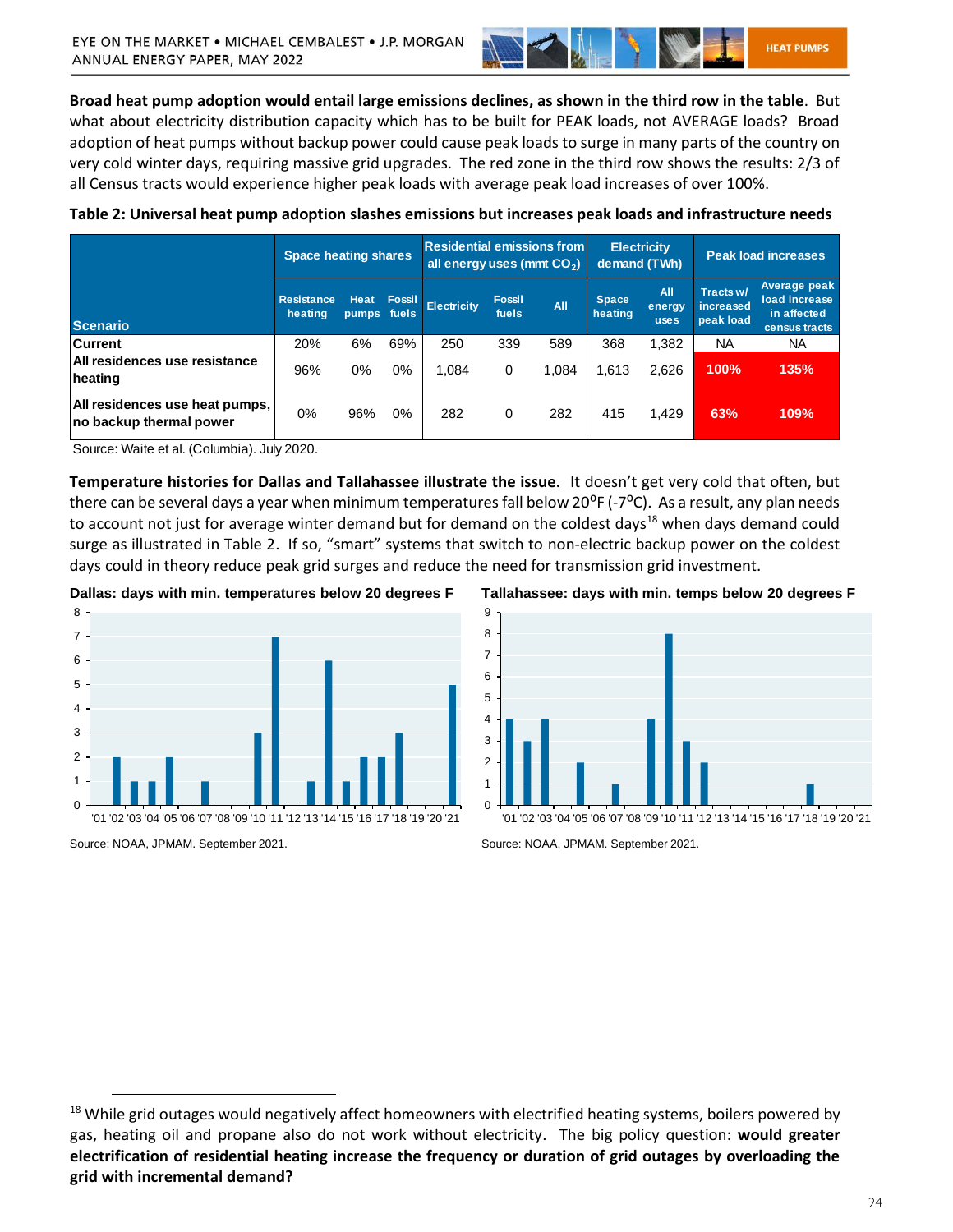**Broad heat pump adoption would entail large emissions declines, as shown in the third row in the table**. But what about electricity distribution capacity which has to be built for PEAK loads, not AVERAGE loads? Broad adoption of heat pumps without backup power could cause peak loads to surge in many parts of the country on very cold winter days, requiring massive grid upgrades. The red zone in the third row shows the results: 2/3 of all Census tracts would experience higher peak loads with average peak load increases of over 100%.

**Table 2: Universal heat pump adoption slashes emissions but increases peak loads and infrastructure needs**

| Scenario | Space heating shares | | | Residential emissions from all energy uses (mmt $CO_2$) | | | Electricity demand (TWh) | | Peak load increases | |
|---|---|---|---|---|---|---|---|---|---|---|
| | Resistance heating | Heat pumps | Fossil fuels | Electricity | Fossil fuels | All | Space heating | All energy uses | Tracts w/ increased peak load | Average peak load increase in affected census tracts |
| Current | 20% | 6% | 69% | 250 | 339 | 589 | 368 | 1,382 | NA | NA |
| All residences use resistance heating | 96% | 0% | 0% | 1,084 | 0 | 1,084 | 1,613 | 2,626 | 100% | 135% |
| All residences use heat pumps, no backup thermal power | 0% | 96% | 0% | 282 | 0 | 282 | 415 | 1,429 | 63% | 109% |

Source: Waite et al. (Columbia). July 2020.

**Temperature histories for Dallas and Tallahassee illustrate the issue.** It doesn't get very cold that often, but there can be several days a year when minimum temperatures fall below 20°F (-7°C). As a result, any plan needs to account not just for average winter demand but for demand on the coldest days[18] when days demand could surge as illustrated in Table 2. If so, "smart" systems that switch to non-electric backup power on the coldest days could in theory reduce peak grid surges and reduce the need for transmission grid investment.

**Dallas: days with min. temperatures below 20 degrees F**

Source: NOAA, JPMAM. September 2021.

**Tallahassee: days with min. temps below 20 degrees F**

Source: NOAA, JPMAM. September 2021.

[18] While grid outages would negatively affect homeowners with electrified heating systems, boilers powered by gas, heating oil and propane also do not work without electricity. The big policy question: **would greater electrification of residential heating increase the frequency or duration of grid outages by overloading the grid with incremental demand?**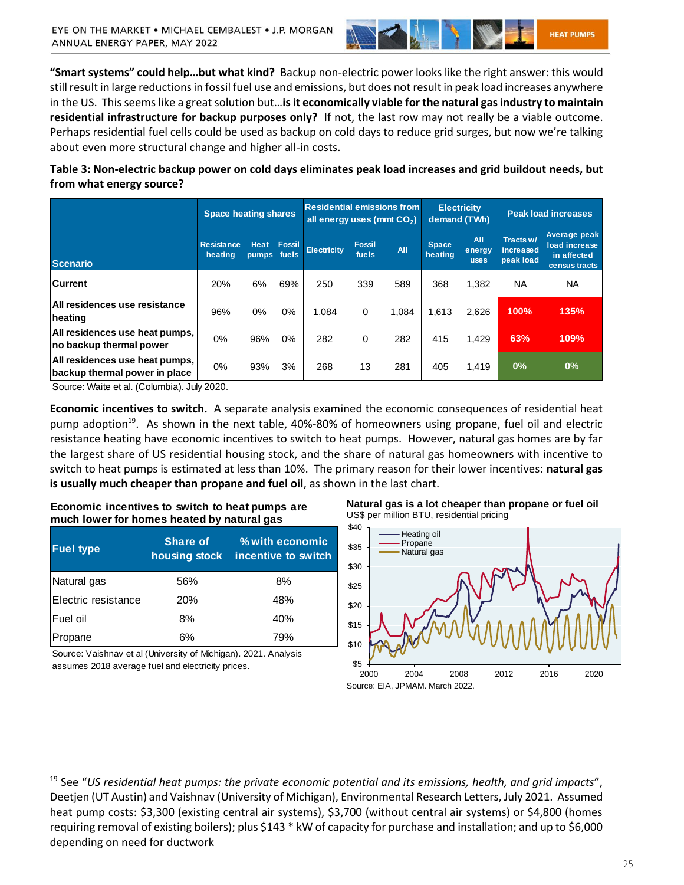**"Smart systems" could help…but what kind?** Backup non-electric power looks like the right answer: this would still result in large reductions in fossil fuel use and emissions, but does not result in peak load increases anywhere in the US. This seems like a great solution but…**is it economically viable for the natural gas industry to maintain residential infrastructure for backup purposes only?** If not, the last row may not really be a viable outcome. Perhaps residential fuel cells could be used as backup on cold days to reduce grid surges, but now we're talking about even more structural change and higher all-in costs.

**Table 3: Non-electric backup power on cold days eliminates peak load increases and grid buildout needs, but from what energy source?**

| Scenario | Space heating shares | | | Residential emissions from all energy uses (mmt $CO_2$) | | | Electricity demand (TWh) | | Peak load increases | |
|---|---|---|---|---|---|---|---|---|---|---|
| | Resistance heating | Heat pumps | Fossil fuels | Electricity | Fossil fuels | All | Space heating | All energy uses | Tracts w/ increased peak load | Average peak load increase in affected census tracts |
| **Current** | 20% | 6% | 69% | 250 | 339 | 589 | 368 | 1,382 | NA | NA |
| **All residences use resistance heating** | 96% | 0% | 0% | 1,084 | 0 | 1,084 | 1,613 | 2,626 | 100% | 135% |
| **All residences use heat pumps, no backup thermal power** | 0% | 96% | 0% | 282 | 0 | 282 | 415 | 1,429 | 63% | 109% |
| **All residences use heat pumps, backup thermal power in place** | 0% | 93% | 3% | 268 | 13 | 281 | 405 | 1,419 | 0% | 0% |

Source: Waite et al. (Columbia). July 2020.

**Economic incentives to switch.** A separate analysis examined the economic consequences of residential heat pump adoption[19]. As shown in the next table, 40%-80% of homeowners using propane, fuel oil and electric resistance heating have economic incentives to switch to heat pumps. However, natural gas homes are by far the largest share of US residential housing stock, and the share of natural gas homeowners with incentive to switch to heat pumps is estimated at less than 10%. The primary reason for their lower incentives: **natural gas is usually much cheaper than propane and fuel oil**, as shown in the last chart.

**Economic incentives to switch to heat pumps are much lower for homes heated by natural gas**

| Fuel type | Share of housing stock | % with economic incentive to switch |
|---|---|---|
| Natural gas | 56% | 8% |
| Electric resistance | 20% | 48% |
| Fuel oil | 8% | 40% |
| Propane | 6% | 79% |

Source: Vaishnav et al (University of Michigan). 2021. Analysis assumes 2018 average fuel and electricity prices.

**Natural gas is a lot cheaper than propane or fuel oil**

US$ per million BTU, residential pricing

Source: EIA, JPMAM. March 2022.

[19] See "*US residential heat pumps: the private economic potential and its emissions, health, and grid impacts*", Deetjen (UT Austin) and Vaishnav (University of Michigan), Environmental Research Letters, July 2021. Assumed heat pump costs: $3,300 (existing central air systems), $3,700 (without central air systems) or $4,800 (homes requiring removal of existing boilers); plus $143 * kW of capacity for purchase and installation; and up to $6,000 depending on need for ductwork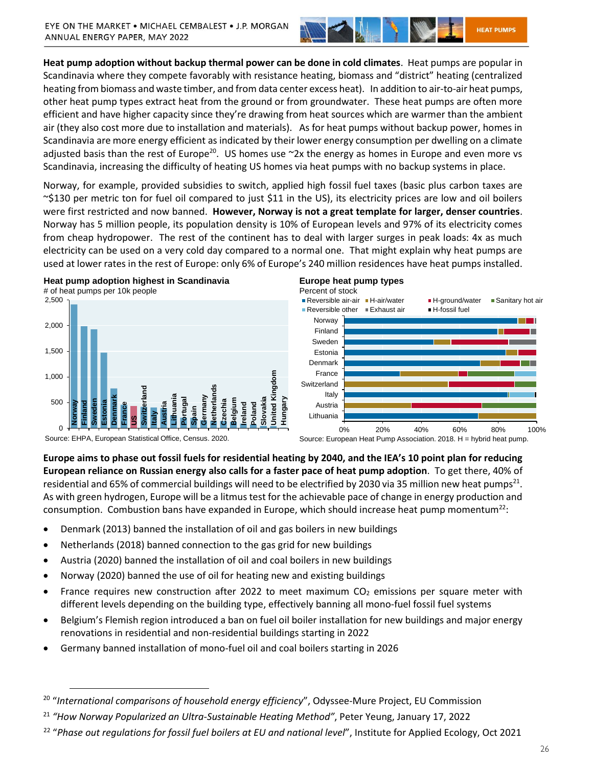**Heat pump adoption without backup thermal power can be done in cold climates**. Heat pumps are popular in Scandinavia where they compete favorably with resistance heating, biomass and "district" heating (centralized heating from biomass and waste timber, and from data center excess heat). In addition to air-to-air heat pumps, other heat pump types extract heat from the ground or from groundwater. These heat pumps are often more efficient and have higher capacity since they're drawing from heat sources which are warmer than the ambient air (they also cost more due to installation and materials). As for heat pumps without backup power, homes in Scandinavia are more energy efficient as indicated by their lower energy consumption per dwelling on a climate adjusted basis than the rest of Europe[20]. US homes use ~2x the energy as homes in Europe and even more vs Scandinavia, increasing the difficulty of heating US homes via heat pumps with no backup systems in place.

Norway, for example, provided subsidies to switch, applied high fossil fuel taxes (basic plus carbon taxes are ~$130 per metric ton for fuel oil compared to just $11 in the US), its electricity prices are low and oil boilers were first restricted and now banned. **However, Norway is not a great template for larger, denser countries**. Norway has 5 million people, its population density is 10% of European levels and 97% of its electricity comes from cheap hydropower. The rest of the continent has to deal with larger surges in peak loads: 4x as much electricity can be used on a very cold day compared to a normal one. That might explain why heat pumps are used at lower rates in the rest of Europe: only 6% of Europe's 240 million residences have heat pumps installed.

**Heat pump adoption highest in Scandinavia**
# of heat pumps per 10k people

Norway, Finland, Sweden, Estonia, Denmark, France, US, Switzerland, Italy, Austria, Lithuania, Portugal, Spain, Germany, Netherlands, Czechia, Belgium, Ireland, Poland, Slovakia, United Kingdom, Hungary

Source: EHPA, European Statistical Office, Census. 2020.

**Europe heat pump types**
Percent of stock

Reversible air-air, H-air/water, H-ground/water, Sanitary hot air, Reversible other, Exhaust air, H-fossil fuel

Norway, Finland, Sweden, Estonia, Denmark, France, Switzerland, Italy, Austria, Lithuania

Source: European Heat Pump Association. 2018. H = hybrid heat pump.

**Europe aims to phase out fossil fuels for residential heating by 2040, and the IEA's 10 point plan for reducing European reliance on Russian energy also calls for a faster pace of heat pump adoption**. To get there, 40% of residential and 65% of commercial buildings will need to be electrified by 2030 via 35 million new heat pumps[21]. As with green hydrogen, Europe will be a litmus test for the achievable pace of change in energy production and consumption. Combustion bans have expanded in Europe, which should increase heat pump momentum[22]:

- Denmark (2013) banned the installation of oil and gas boilers in new buildings
- Netherlands (2018) banned connection to the gas grid for new buildings
- Austria (2020) banned the installation of oil and coal boilers in new buildings
- Norway (2020) banned the use of oil for heating new and existing buildings
- France requires new construction after 2022 to meet maximum $CO_2$ emissions per square meter with different levels depending on the building type, effectively banning all mono-fuel fossil fuel systems
- Belgium's Flemish region introduced a ban on fuel oil boiler installation for new buildings and major energy renovations in residential and non-residential buildings starting in 2022
- Germany banned installation of mono-fuel oil and coal boilers starting in 2026

---

[20] "*International comparisons of household energy efficiency*", Odyssee-Mure Project, EU Commission

[21] *"How Norway Popularized an Ultra-Sustainable Heating Method"*, Peter Yeung, January 17, 2022

[22] "*Phase out regulations for fossil fuel boilers at EU and national level*", Institute for Applied Ecology, Oct 2021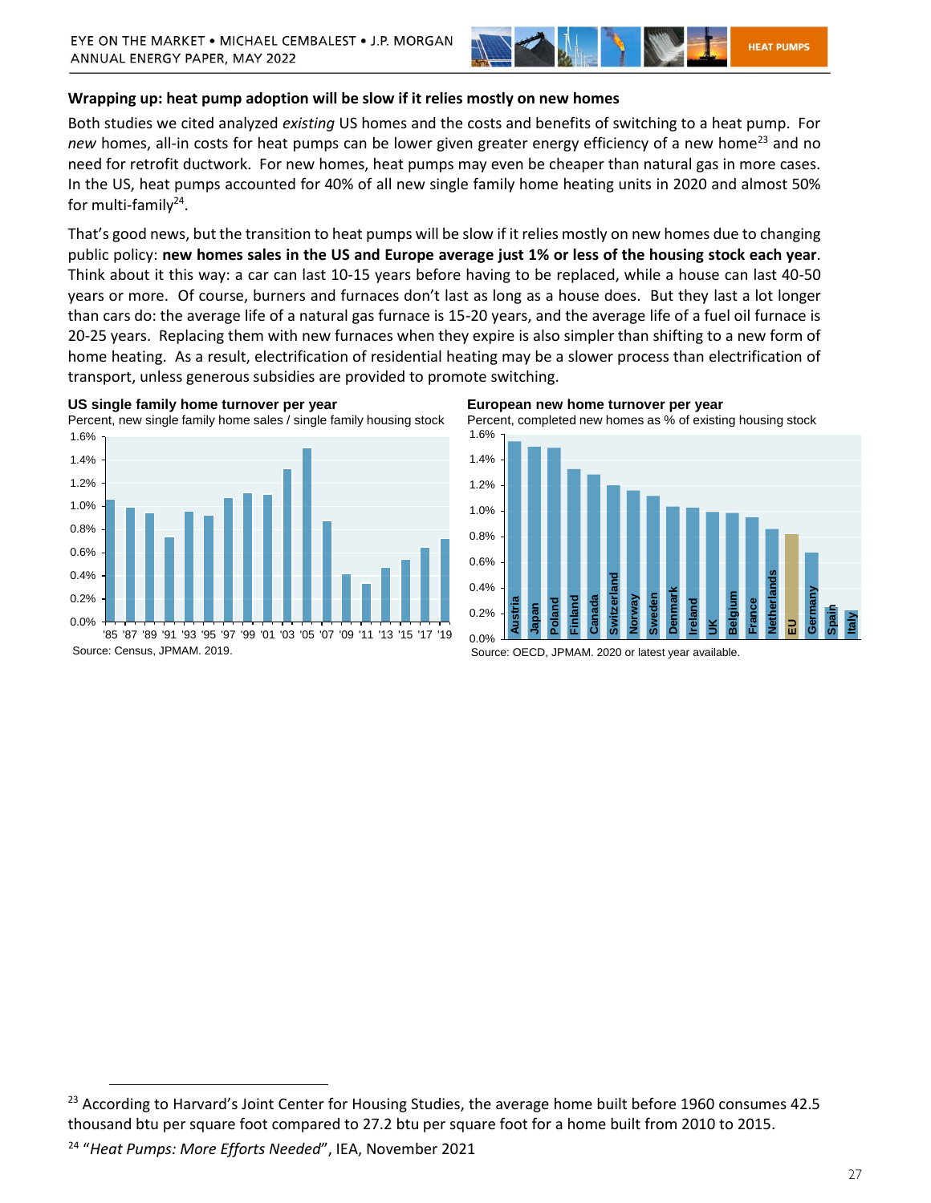### Wrapping up: heat pump adoption will be slow if it relies mostly on new homes

Both studies we cited analyzed *existing* US homes and the costs and benefits of switching to a heat pump. For *new* homes, all-in costs for heat pumps can be lower given greater energy efficiency of a new home[23] and no need for retrofit ductwork. For new homes, heat pumps may even be cheaper than natural gas in more cases. In the US, heat pumps accounted for 40% of all new single family home heating units in 2020 and almost 50% for multi-family[24].

That's good news, but the transition to heat pumps will be slow if it relies mostly on new homes due to changing public policy: **new homes sales in the US and Europe average just 1% or less of the housing stock each year**. Think about it this way: a car can last 10-15 years before having to be replaced, while a house can last 40-50 years or more. Of course, burners and furnaces don't last as long as a house does. But they last a lot longer than cars do: the average life of a natural gas furnace is 15-20 years, and the average life of a fuel oil furnace is 20-25 years. Replacing them with new furnaces when they expire is also simpler than shifting to a new form of home heating. As a result, electrification of residential heating may be a slower process than electrification of transport, unless generous subsidies are provided to promote switching.

**US single family home turnover per year**

Percent, new single family home sales / single family housing stock

Source: Census, JPMAM. 2019.

**European new home turnover per year**

Percent, completed new homes as % of existing housing stock

Source: OECD, JPMAM. 2020 or latest year available.

---

[23] According to Harvard's Joint Center for Housing Studies, the average home built before 1960 consumes 42.5 thousand btu per square foot compared to 27.2 btu per square foot for a home built from 2010 to 2015.

[24] "*Heat Pumps: More Efforts Needed*", IEA, November 2021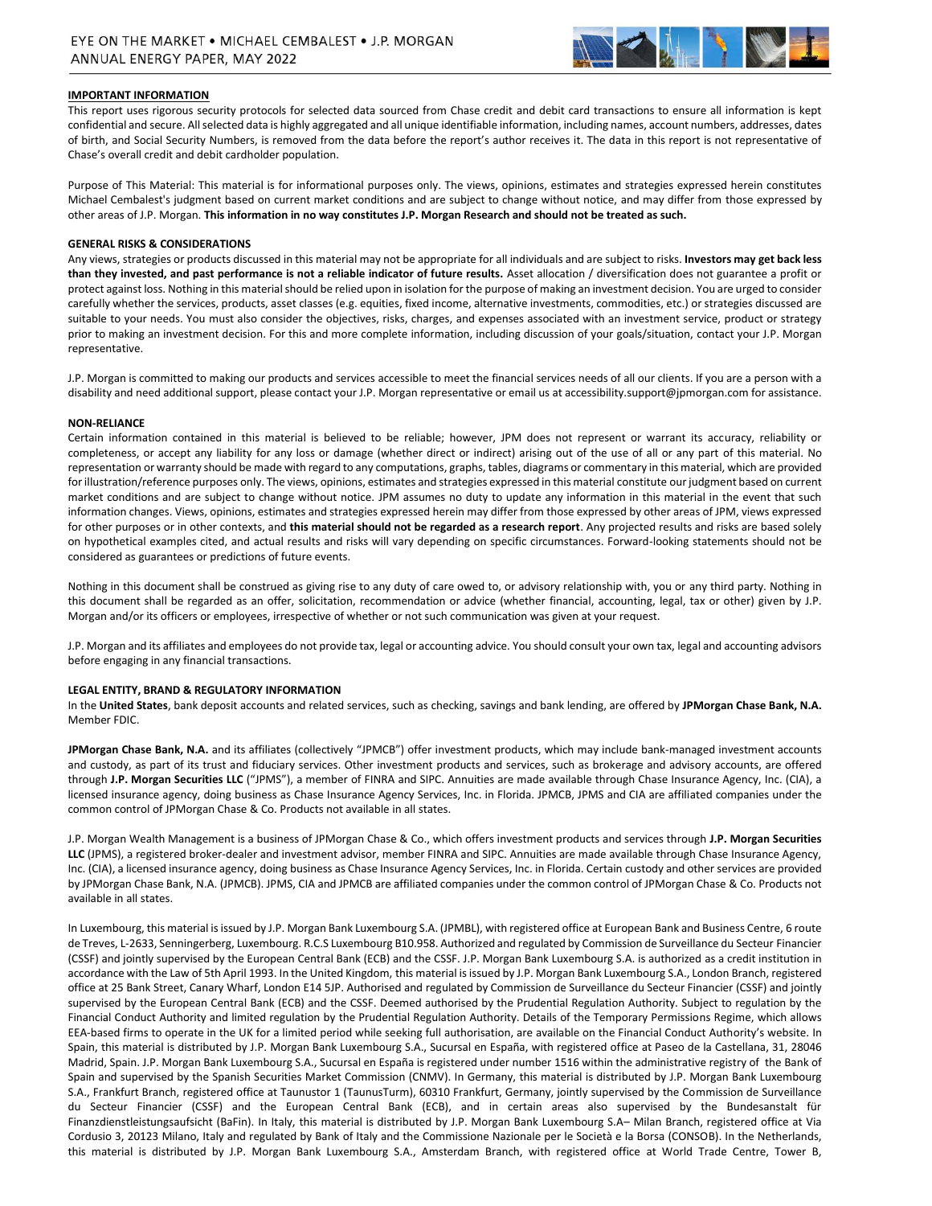**IMPORTANT INFORMATION**

This report uses rigorous security protocols for selected data sourced from Chase credit and debit card transactions to ensure all information is kept confidential and secure. All selected data is highly aggregated and all unique identifiable information, including names, account numbers, addresses, dates of birth, and Social Security Numbers, is removed from the data before the report's author receives it. The data in this report is not representative of Chase's overall credit and debit cardholder population.

Purpose of This Material: This material is for informational purposes only. The views, opinions, estimates and strategies expressed herein constitutes Michael Cembalest's judgment based on current market conditions and are subject to change without notice, and may differ from those expressed by other areas of J.P. Morgan. **This information in no way constitutes J.P. Morgan Research and should not be treated as such.**

**GENERAL RISKS & CONSIDERATIONS**

Any views, strategies or products discussed in this material may not be appropriate for all individuals and are subject to risks. **Investors may get back less than they invested, and past performance is not a reliable indicator of future results.** Asset allocation / diversification does not guarantee a profit or protect against loss. Nothing in this material should be relied upon in isolation for the purpose of making an investment decision. You are urged to consider carefully whether the services, products, asset classes (e.g. equities, fixed income, alternative investments, commodities, etc.) or strategies discussed are suitable to your needs. You must also consider the objectives, risks, charges, and expenses associated with an investment service, product or strategy prior to making an investment decision. For this and more complete information, including discussion of your goals/situation, contact your J.P. Morgan representative.

J.P. Morgan is committed to making our products and services accessible to meet the financial services needs of all our clients. If you are a person with a disability and need additional support, please contact your J.P. Morgan representative or email us at accessibility.support@jpmorgan.com for assistance.

**NON-RELIANCE**

Certain information contained in this material is believed to be reliable; however, JPM does not represent or warrant its accuracy, reliability or completeness, or accept any liability for any loss or damage (whether direct or indirect) arising out of the use of all or any part of this material. No representation or warranty should be made with regard to any computations, graphs, tables, diagrams or commentary in this material, which are provided for illustration/reference purposes only. The views, opinions, estimates and strategies expressed in this material constitute our judgment based on current market conditions and are subject to change without notice. JPM assumes no duty to update any information in this material in the event that such information changes. Views, opinions, estimates and strategies expressed herein may differ from those expressed by other areas of JPM, views expressed for other purposes or in other contexts, and **this material should not be regarded as a research report**. Any projected results and risks are based solely on hypothetical examples cited, and actual results and risks will vary depending on specific circumstances. Forward-looking statements should not be considered as guarantees or predictions of future events.

Nothing in this document shall be construed as giving rise to any duty of care owed to, or advisory relationship with, you or any third party. Nothing in this document shall be regarded as an offer, solicitation, recommendation or advice (whether financial, accounting, legal, tax or other) given by J.P. Morgan and/or its officers or employees, irrespective of whether or not such communication was given at your request.

J.P. Morgan and its affiliates and employees do not provide tax, legal or accounting advice. You should consult your own tax, legal and accounting advisors before engaging in any financial transactions.

**LEGAL ENTITY, BRAND & REGULATORY INFORMATION**

In the **United States**, bank deposit accounts and related services, such as checking, savings and bank lending, are offered by **JPMorgan Chase Bank, N.A.** Member FDIC.

**JPMorgan Chase Bank, N.A.** and its affiliates (collectively "JPMCB") offer investment products, which may include bank-managed investment accounts and custody, as part of its trust and fiduciary services. Other investment products and services, such as brokerage and advisory accounts, are offered through **J.P. Morgan Securities LLC** ("JPMS"), a member of FINRA and SIPC. Annuities are made available through Chase Insurance Agency, Inc. (CIA), a licensed insurance agency, doing business as Chase Insurance Agency Services, Inc. in Florida. JPMCB, JPMS and CIA are affiliated companies under the common control of JPMorgan Chase & Co. Products not available in all states.

J.P. Morgan Wealth Management is a business of JPMorgan Chase & Co., which offers investment products and services through **J.P. Morgan Securities LLC** (JPMS), a registered broker-dealer and investment advisor, member FINRA and SIPC. Annuities are made available through Chase Insurance Agency, Inc. (CIA), a licensed insurance agency, doing business as Chase Insurance Agency Services, Inc. in Florida. Certain custody and other services are provided by JPMorgan Chase Bank, N.A. (JPMCB). JPMS, CIA and JPMCB are affiliated companies under the common control of JPMorgan Chase & Co. Products not available in all states.

In Luxembourg, this material is issued by J.P. Morgan Bank Luxembourg S.A. (JPMBL), with registered office at European Bank and Business Centre, 6 route de Treves, L-2633, Senningerberg, Luxembourg. R.C.S Luxembourg B10.958. Authorized and regulated by Commission de Surveillance du Secteur Financier (CSSF) and jointly supervised by the European Central Bank (ECB) and the CSSF. J.P. Morgan Bank Luxembourg S.A. is authorized as a credit institution in accordance with the Law of 5th April 1993. In the United Kingdom, this material is issued by J.P. Morgan Bank Luxembourg S.A., London Branch, registered office at 25 Bank Street, Canary Wharf, London E14 5JP. Authorised and regulated by Commission de Surveillance du Secteur Financier (CSSF) and jointly supervised by the European Central Bank (ECB) and the CSSF. Deemed authorised by the Prudential Regulation Authority. Subject to regulation by the Financial Conduct Authority and limited regulation by the Prudential Regulation Authority. Details of the Temporary Permissions Regime, which allows EEA-based firms to operate in the UK for a limited period while seeking full authorisation, are available on the Financial Conduct Authority's website. In Spain, this material is distributed by J.P. Morgan Bank Luxembourg S.A., Sucursal en España, with registered office at Paseo de la Castellana, 31, 28046 Madrid, Spain. J.P. Morgan Bank Luxembourg S.A., Sucursal en España is registered under number 1516 within the administrative registry of the Bank of Spain and supervised by the Spanish Securities Market Commission (CNMV). In Germany, this material is distributed by J.P. Morgan Bank Luxembourg S.A., Frankfurt Branch, registered office at Taunustor 1 (TaunusTurm), 60310 Frankfurt, Germany, jointly supervised by the Commission de Surveillance du Secteur Financier (CSSF) and the European Central Bank (ECB), and in certain areas also supervised by the Bundesanstalt für Finanzdienstleistungsaufsicht (BaFin). In Italy, this material is distributed by J.P. Morgan Bank Luxembourg S.A– Milan Branch, registered office at Via Cordusio 3, 20123 Milano, Italy and regulated by Bank of Italy and the Commissione Nazionale per le Società e la Borsa (CONSOB). In the Netherlands, this material is distributed by J.P. Morgan Bank Luxembourg S.A., Amsterdam Branch, with registered office at World Trade Centre, Tower B,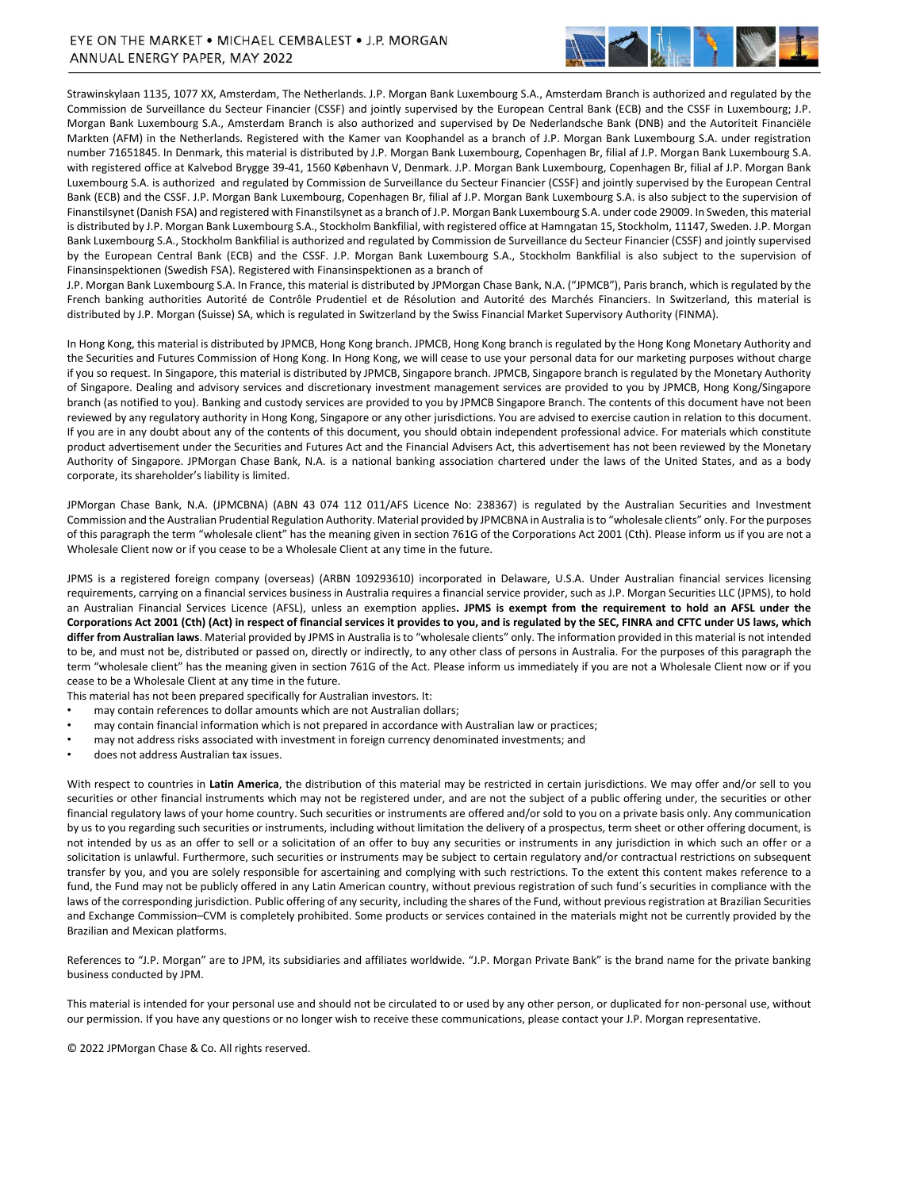Strawinskylaan 1135, 1077 XX, Amsterdam, The Netherlands. J.P. Morgan Bank Luxembourg S.A., Amsterdam Branch is authorized and regulated by the Commission de Surveillance du Secteur Financier (CSSF) and jointly supervised by the European Central Bank (ECB) and the CSSF in Luxembourg; J.P. Morgan Bank Luxembourg S.A., Amsterdam Branch is also authorized and supervised by De Nederlandsche Bank (DNB) and the Autoriteit Financiële Markten (AFM) in the Netherlands. Registered with the Kamer van Koophandel as a branch of J.P. Morgan Bank Luxembourg S.A. under registration number 71651845. In Denmark, this material is distributed by J.P. Morgan Bank Luxembourg, Copenhagen Br, filial af J.P. Morgan Bank Luxembourg S.A. with registered office at Kalvebod Brygge 39-41, 1560 København V, Denmark. J.P. Morgan Bank Luxembourg, Copenhagen Br, filial af J.P. Morgan Bank Luxembourg S.A. is authorized and regulated by Commission de Surveillance du Secteur Financier (CSSF) and jointly supervised by the European Central Bank (ECB) and the CSSF. J.P. Morgan Bank Luxembourg, Copenhagen Br, filial af J.P. Morgan Bank Luxembourg S.A. is also subject to the supervision of Finanstilsynet (Danish FSA) and registered with Finanstilsynet as a branch of J.P. Morgan Bank Luxembourg S.A. under code 29009. In Sweden, this material is distributed by J.P. Morgan Bank Luxembourg S.A., Stockholm Bankfilial, with registered office at Hamngatan 15, Stockholm, 11147, Sweden. J.P. Morgan Bank Luxembourg S.A., Stockholm Bankfilial is authorized and regulated by Commission de Surveillance du Secteur Financier (CSSF) and jointly supervised by the European Central Bank (ECB) and the CSSF. J.P. Morgan Bank Luxembourg S.A., Stockholm Bankfilial is also subject to the supervision of Finansinspektionen (Swedish FSA). Registered with Finansinspektionen as a branch of J.P. Morgan Bank Luxembourg S.A. In France, this material is distributed by JPMorgan Chase Bank, N.A. ("JPMCB"), Paris branch, which is regulated by the French banking authorities Autorité de Contrôle Prudentiel et de Résolution and Autorité des Marchés Financiers. In Switzerland, this material is distributed by J.P. Morgan (Suisse) SA, which is regulated in Switzerland by the Swiss Financial Market Supervisory Authority (FINMA).

In Hong Kong, this material is distributed by JPMCB, Hong Kong branch. JPMCB, Hong Kong branch is regulated by the Hong Kong Monetary Authority and the Securities and Futures Commission of Hong Kong. In Hong Kong, we will cease to use your personal data for our marketing purposes without charge if you so request. In Singapore, this material is distributed by JPMCB, Singapore branch. JPMCB, Singapore branch is regulated by the Monetary Authority of Singapore. Dealing and advisory services and discretionary investment management services are provided to you by JPMCB, Hong Kong/Singapore branch (as notified to you). Banking and custody services are provided to you by JPMCB Singapore Branch. The contents of this document have not been reviewed by any regulatory authority in Hong Kong, Singapore or any other jurisdictions. You are advised to exercise caution in relation to this document. If you are in any doubt about any of the contents of this document, you should obtain independent professional advice. For materials which constitute product advertisement under the Securities and Futures Act and the Financial Advisers Act, this advertisement has not been reviewed by the Monetary Authority of Singapore. JPMorgan Chase Bank, N.A. is a national banking association chartered under the laws of the United States, and as a body corporate, its shareholder's liability is limited.

JPMorgan Chase Bank, N.A. (JPMCBNA) (ABN 43 074 112 011/AFS Licence No: 238367) is regulated by the Australian Securities and Investment Commission and the Australian Prudential Regulation Authority. Material provided by JPMCBNA in Australia is to "wholesale clients" only. For the purposes of this paragraph the term "wholesale client" has the meaning given in section 761G of the Corporations Act 2001 (Cth). Please inform us if you are not a Wholesale Client now or if you cease to be a Wholesale Client at any time in the future.

JPMS is a registered foreign company (overseas) (ARBN 109293610) incorporated in Delaware, U.S.A. Under Australian financial services licensing requirements, carrying on a financial services business in Australia requires a financial service provider, such as J.P. Morgan Securities LLC (JPMS), to hold an Australian Financial Services Licence (AFSL), unless an exemption applies**. JPMS is exempt from the requirement to hold an AFSL under the Corporations Act 2001 (Cth) (Act) in respect of financial services it provides to you, and is regulated by the SEC, FINRA and CFTC under US laws, which differ from Australian laws**. Material provided by JPMS in Australia is to "wholesale clients" only. The information provided in this material is not intended to be, and must not be, distributed or passed on, directly or indirectly, to any other class of persons in Australia. For the purposes of this paragraph the term "wholesale client" has the meaning given in section 761G of the Act. Please inform us immediately if you are not a Wholesale Client now or if you cease to be a Wholesale Client at any time in the future.

This material has not been prepared specifically for Australian investors. It:

- may contain references to dollar amounts which are not Australian dollars;
- may contain financial information which is not prepared in accordance with Australian law or practices;
- may not address risks associated with investment in foreign currency denominated investments; and
- does not address Australian tax issues.

With respect to countries in **Latin America**, the distribution of this material may be restricted in certain jurisdictions. We may offer and/or sell to you securities or other financial instruments which may not be registered under, and are not the subject of a public offering under, the securities or other financial regulatory laws of your home country. Such securities or instruments are offered and/or sold to you on a private basis only. Any communication by us to you regarding such securities or instruments, including without limitation the delivery of a prospectus, term sheet or other offering document, is not intended by us as an offer to sell or a solicitation of an offer to buy any securities or instruments in any jurisdiction in which such an offer or a solicitation is unlawful. Furthermore, such securities or instruments may be subject to certain regulatory and/or contractual restrictions on subsequent transfer by you, and you are solely responsible for ascertaining and complying with such restrictions. To the extent this content makes reference to a fund, the Fund may not be publicly offered in any Latin American country, without previous registration of such fund´s securities in compliance with the laws of the corresponding jurisdiction. Public offering of any security, including the shares of the Fund, without previous registration at Brazilian Securities and Exchange Commission–CVM is completely prohibited. Some products or services contained in the materials might not be currently provided by the Brazilian and Mexican platforms.

References to "J.P. Morgan" are to JPM, its subsidiaries and affiliates worldwide. "J.P. Morgan Private Bank" is the brand name for the private banking business conducted by JPM.

This material is intended for your personal use and should not be circulated to or used by any other person, or duplicated for non-personal use, without our permission. If you have any questions or no longer wish to receive these communications, please contact your J.P. Morgan representative.

© 2022 JPMorgan Chase & Co. All rights reserved.